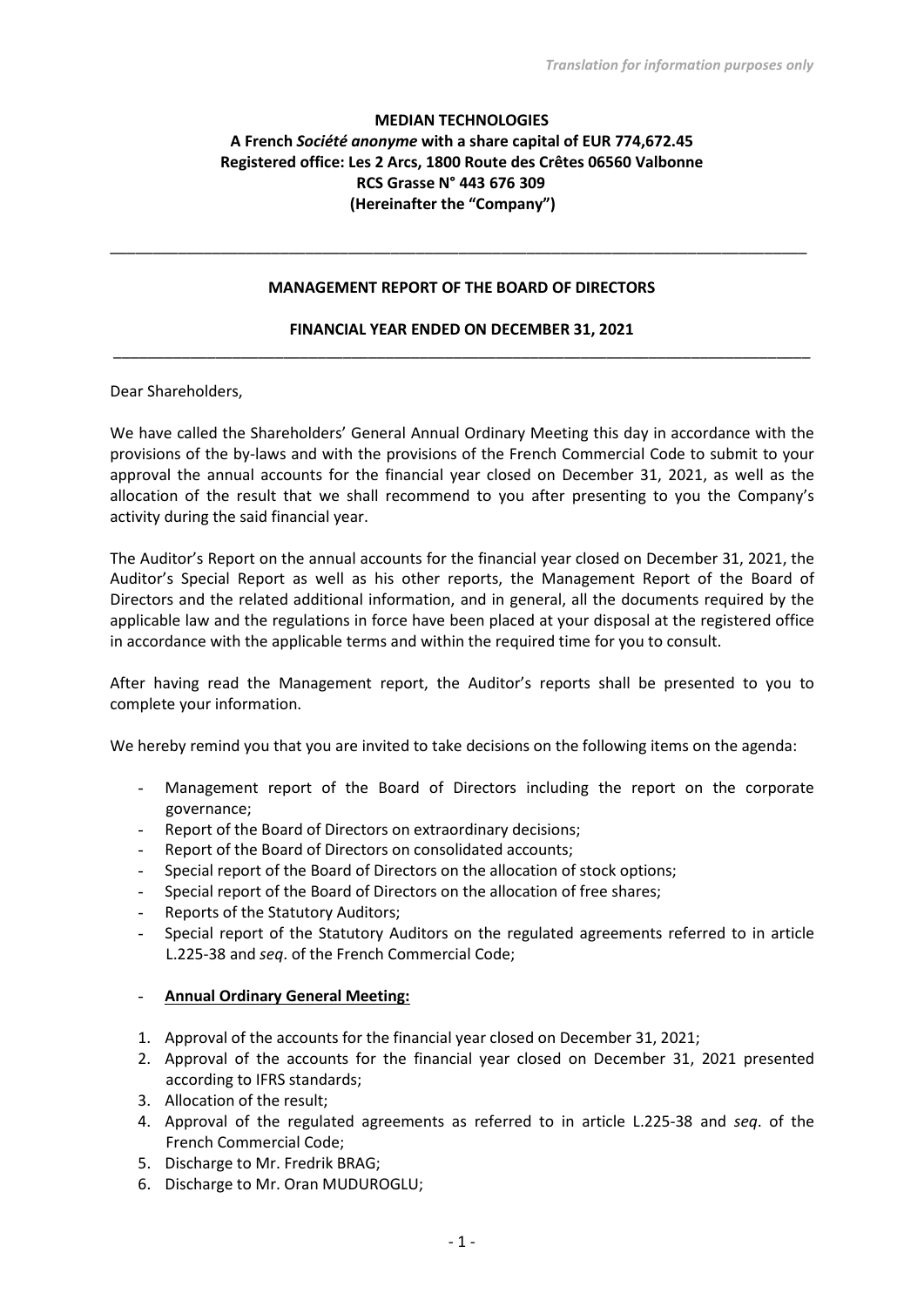*Translation for information purposes only*

**MEDIAN TECHNOLOGIES**
**A French *Société anonyme* with a share capital of EUR 774,672.45**
**Registered office: Les 2 Arcs, 1800 Route des Crêtes 06560 Valbonne**
**RCS Grasse N° 443 676 309**
**(Hereinafter the "Company")**

---

## MANAGEMENT REPORT OF THE BOARD OF DIRECTORS

## FINANCIAL YEAR ENDED ON DECEMBER 31, 2021

---

Dear Shareholders,

We have called the Shareholders' General Annual Ordinary Meeting this day in accordance with the provisions of the by-laws and with the provisions of the French Commercial Code to submit to your approval the annual accounts for the financial year closed on December 31, 2021, as well as the allocation of the result that we shall recommend to you after presenting to you the Company's activity during the said financial year.

The Auditor's Report on the annual accounts for the financial year closed on December 31, 2021, the Auditor's Special Report as well as his other reports, the Management Report of the Board of Directors and the related additional information, and in general, all the documents required by the applicable law and the regulations in force have been placed at your disposal at the registered office in accordance with the applicable terms and within the required time for you to consult.

After having read the Management report, the Auditor's reports shall be presented to you to complete your information.

We hereby remind you that you are invited to take decisions on the following items on the agenda:

- Management report of the Board of Directors including the report on the corporate governance;
- Report of the Board of Directors on extraordinary decisions;
- Report of the Board of Directors on consolidated accounts;
- Special report of the Board of Directors on the allocation of stock options;
- Special report of the Board of Directors on the allocation of free shares;
- Reports of the Statutory Auditors;
- Special report of the Statutory Auditors on the regulated agreements referred to in article L.225-38 and *seq*. of the French Commercial Code;

- **<u>Annual Ordinary General Meeting:</u>**

1. Approval of the accounts for the financial year closed on December 31, 2021;
2. Approval of the accounts for the financial year closed on December 31, 2021 presented according to IFRS standards;
3. Allocation of the result;
4. Approval of the regulated agreements as referred to in article L.225-38 and *seq*. of the French Commercial Code;
5. Discharge to Mr. Fredrik BRAG;
6. Discharge to Mr. Oran MUDUROGLU;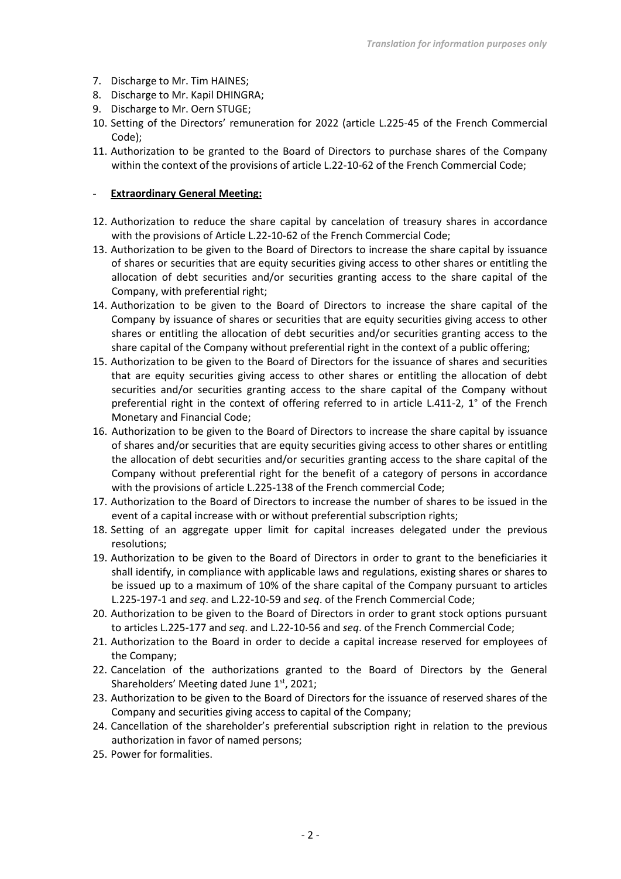7. Discharge to Mr. Tim HAINES;
8. Discharge to Mr. Kapil DHINGRA;
9. Discharge to Mr. Oern STUGE;
10. Setting of the Directors' remuneration for 2022 (article L.225-45 of the French Commercial Code);
11. Authorization to be granted to the Board of Directors to purchase shares of the Company within the context of the provisions of article L.22-10-62 of the French Commercial Code;

- **Extraordinary General Meeting:**

12. Authorization to reduce the share capital by cancelation of treasury shares in accordance with the provisions of Article L.22-10-62 of the French Commercial Code;
13. Authorization to be given to the Board of Directors to increase the share capital by issuance of shares or securities that are equity securities giving access to other shares or entitling the allocation of debt securities and/or securities granting access to the share capital of the Company, with preferential right;
14. Authorization to be given to the Board of Directors to increase the share capital of the Company by issuance of shares or securities that are equity securities giving access to other shares or entitling the allocation of debt securities and/or securities granting access to the share capital of the Company without preferential right in the context of a public offering;
15. Authorization to be given to the Board of Directors for the issuance of shares and securities that are equity securities giving access to other shares or entitling the allocation of debt securities and/or securities granting access to the share capital of the Company without preferential right in the context of offering referred to in article L.411-2, 1° of the French Monetary and Financial Code;
16. Authorization to be given to the Board of Directors to increase the share capital by issuance of shares and/or securities that are equity securities giving access to other shares or entitling the allocation of debt securities and/or securities granting access to the share capital of the Company without preferential right for the benefit of a category of persons in accordance with the provisions of article L.225-138 of the French commercial Code;
17. Authorization to the Board of Directors to increase the number of shares to be issued in the event of a capital increase with or without preferential subscription rights;
18. Setting of an aggregate upper limit for capital increases delegated under the previous resolutions;
19. Authorization to be given to the Board of Directors in order to grant to the beneficiaries it shall identify, in compliance with applicable laws and regulations, existing shares or shares to be issued up to a maximum of 10% of the share capital of the Company pursuant to articles L.225-197-1 and *seq*. and L.22-10-59 and *seq*. of the French Commercial Code;
20. Authorization to be given to the Board of Directors in order to grant stock options pursuant to articles L.225-177 and *seq*. and L.22-10-56 and *seq*. of the French Commercial Code;
21. Authorization to the Board in order to decide a capital increase reserved for employees of the Company;
22. Cancelation of the authorizations granted to the Board of Directors by the General Shareholders' Meeting dated June 1st, 2021;
23. Authorization to be given to the Board of Directors for the issuance of reserved shares of the Company and securities giving access to capital of the Company;
24. Cancellation of the shareholder's preferential subscription right in relation to the previous authorization in favor of named persons;
25. Power for formalities.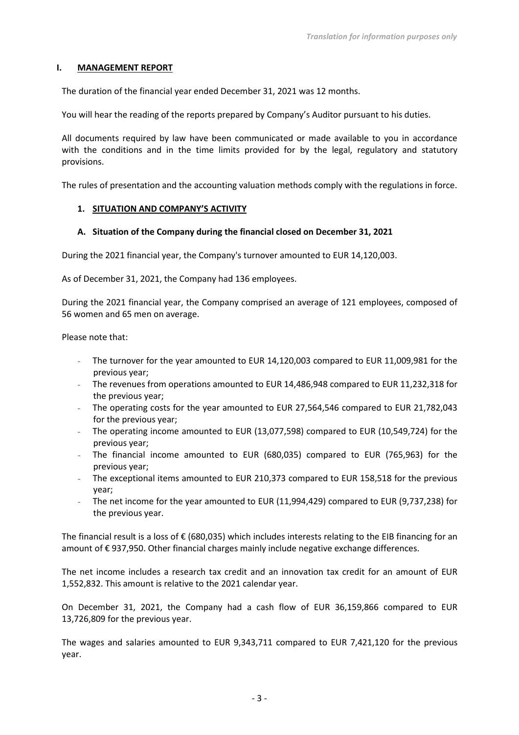*Translation for information purposes only*

# I. MANAGEMENT REPORT

The duration of the financial year ended December 31, 2021 was 12 months.

You will hear the reading of the reports prepared by Company's Auditor pursuant to his duties.

All documents required by law have been communicated or made available to you in accordance with the conditions and in the time limits provided for by the legal, regulatory and statutory provisions.

The rules of presentation and the accounting valuation methods comply with the regulations in force.

## 1. SITUATION AND COMPANY'S ACTIVITY

### A. Situation of the Company during the financial closed on December 31, 2021

During the 2021 financial year, the Company's turnover amounted to EUR 14,120,003.

As of December 31, 2021, the Company had 136 employees.

During the 2021 financial year, the Company comprised an average of 121 employees, composed of 56 women and 65 men on average.

Please note that:

- The turnover for the year amounted to EUR 14,120,003 compared to EUR 11,009,981 for the previous year;
- The revenues from operations amounted to EUR 14,486,948 compared to EUR 11,232,318 for the previous year;
- The operating costs for the year amounted to EUR 27,564,546 compared to EUR 21,782,043 for the previous year;
- The operating income amounted to EUR (13,077,598) compared to EUR (10,549,724) for the previous year;
- The financial income amounted to EUR (680,035) compared to EUR (765,963) for the previous year;
- The exceptional items amounted to EUR 210,373 compared to EUR 158,518 for the previous year;
- The net income for the year amounted to EUR (11,994,429) compared to EUR (9,737,238) for the previous year.

The financial result is a loss of € (680,035) which includes interests relating to the EIB financing for an amount of € 937,950. Other financial charges mainly include negative exchange differences.

The net income includes a research tax credit and an innovation tax credit for an amount of EUR 1,552,832. This amount is relative to the 2021 calendar year.

On December 31, 2021, the Company had a cash flow of EUR 36,159,866 compared to EUR 13,726,809 for the previous year.

The wages and salaries amounted to EUR 9,343,711 compared to EUR 7,421,120 for the previous year.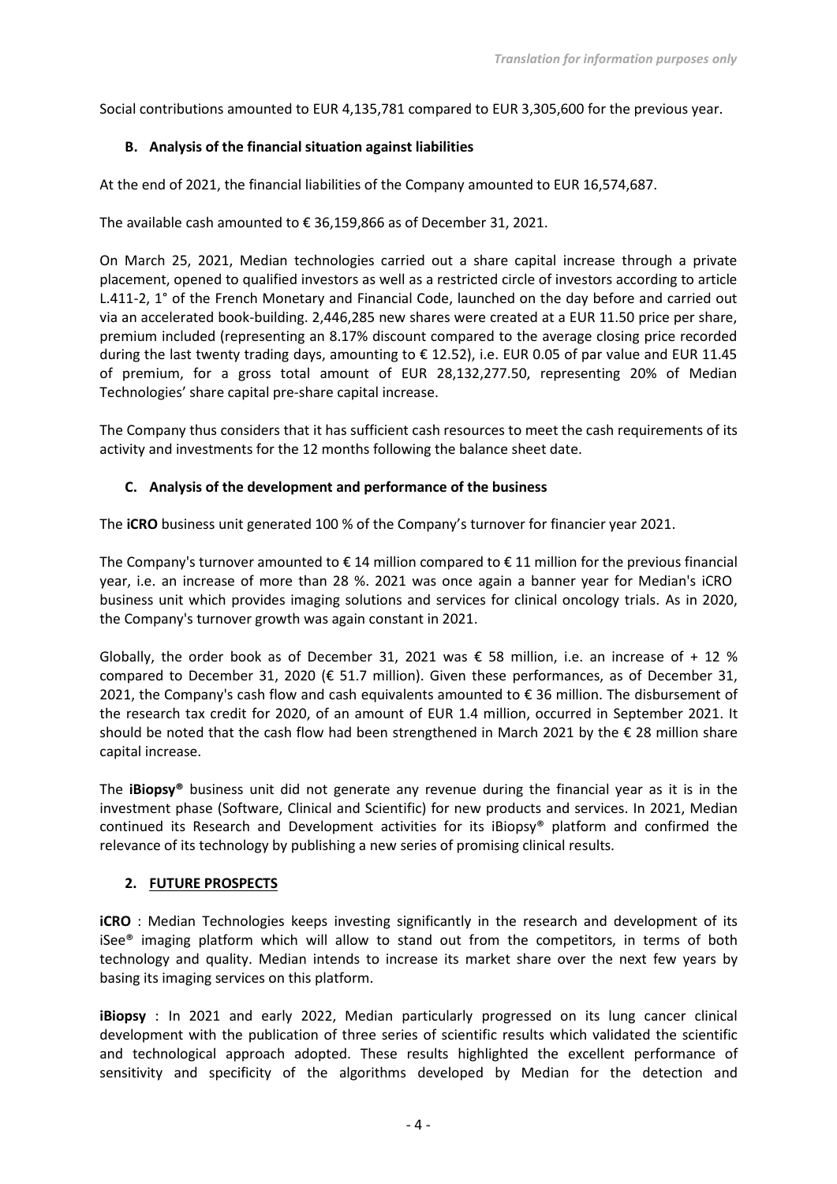Social contributions amounted to EUR 4,135,781 compared to EUR 3,305,600 for the previous year.

### B. Analysis of the financial situation against liabilities

At the end of 2021, the financial liabilities of the Company amounted to EUR 16,574,687.

The available cash amounted to € 36,159,866 as of December 31, 2021.

On March 25, 2021, Median technologies carried out a share capital increase through a private placement, opened to qualified investors as well as a restricted circle of investors according to article L.411-2, 1° of the French Monetary and Financial Code, launched on the day before and carried out via an accelerated book-building. 2,446,285 new shares were created at a EUR 11.50 price per share, premium included (representing an 8.17% discount compared to the average closing price recorded during the last twenty trading days, amounting to € 12.52), i.e. EUR 0.05 of par value and EUR 11.45 of premium, for a gross total amount of EUR 28,132,277.50, representing 20% of Median Technologies' share capital pre-share capital increase.

The Company thus considers that it has sufficient cash resources to meet the cash requirements of its activity and investments for the 12 months following the balance sheet date.

### C. Analysis of the development and performance of the business

The **iCRO** business unit generated 100 % of the Company's turnover for financier year 2021.

The Company's turnover amounted to € 14 million compared to € 11 million for the previous financial year, i.e. an increase of more than 28 %. 2021 was once again a banner year for Median's iCRO business unit which provides imaging solutions and services for clinical oncology trials. As in 2020, the Company's turnover growth was again constant in 2021.

Globally, the order book as of December 31, 2021 was € 58 million, i.e. an increase of + 12 % compared to December 31, 2020 (€ 51.7 million). Given these performances, as of December 31, 2021, the Company's cash flow and cash equivalents amounted to € 36 million. The disbursement of the research tax credit for 2020, of an amount of EUR 1.4 million, occurred in September 2021. It should be noted that the cash flow had been strengthened in March 2021 by the € 28 million share capital increase.

The **iBiopsy®** business unit did not generate any revenue during the financial year as it is in the investment phase (Software, Clinical and Scientific) for new products and services. In 2021, Median continued its Research and Development activities for its iBiopsy® platform and confirmed the relevance of its technology by publishing a new series of promising clinical results.

## 2. FUTURE PROSPECTS

**iCRO** : Median Technologies keeps investing significantly in the research and development of its iSee® imaging platform which will allow to stand out from the competitors, in terms of both technology and quality. Median intends to increase its market share over the next few years by basing its imaging services on this platform.

**iBiopsy** : In 2021 and early 2022, Median particularly progressed on its lung cancer clinical development with the publication of three series of scientific results which validated the scientific and technological approach adopted. These results highlighted the excellent performance of sensitivity and specificity of the algorithms developed by Median for the detection and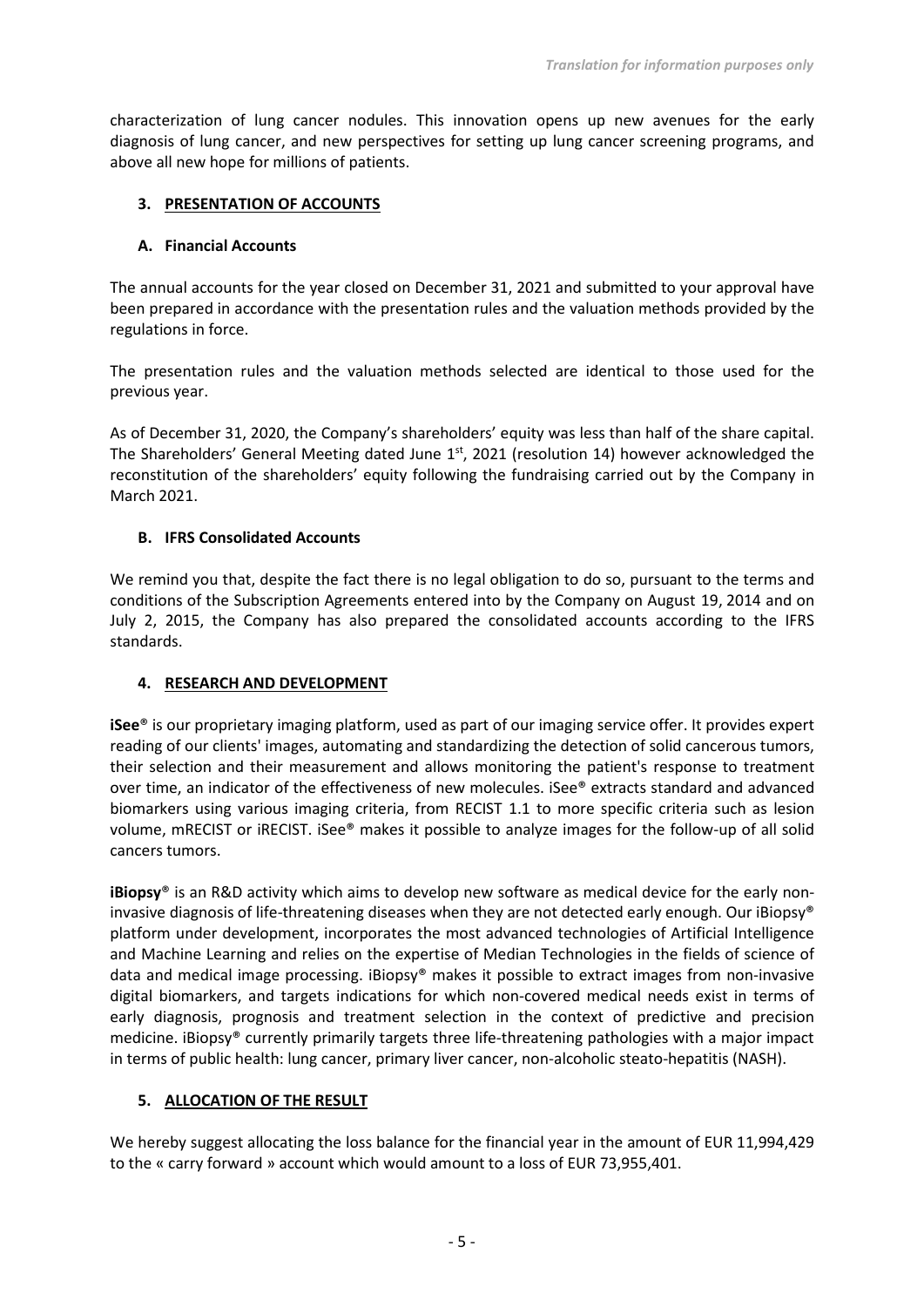characterization of lung cancer nodules. This innovation opens up new avenues for the early diagnosis of lung cancer, and new perspectives for setting up lung cancer screening programs, and above all new hope for millions of patients.

## 3. PRESENTATION OF ACCOUNTS

### A. Financial Accounts

The annual accounts for the year closed on December 31, 2021 and submitted to your approval have been prepared in accordance with the presentation rules and the valuation methods provided by the regulations in force.

The presentation rules and the valuation methods selected are identical to those used for the previous year.

As of December 31, 2020, the Company's shareholders' equity was less than half of the share capital. The Shareholders' General Meeting dated June 1st, 2021 (resolution 14) however acknowledged the reconstitution of the shareholders' equity following the fundraising carried out by the Company in March 2021.

### B. IFRS Consolidated Accounts

We remind you that, despite the fact there is no legal obligation to do so, pursuant to the terms and conditions of the Subscription Agreements entered into by the Company on August 19, 2014 and on July 2, 2015, the Company has also prepared the consolidated accounts according to the IFRS standards.

## 4. RESEARCH AND DEVELOPMENT

**iSee**® is our proprietary imaging platform, used as part of our imaging service offer. It provides expert reading of our clients' images, automating and standardizing the detection of solid cancerous tumors, their selection and their measurement and allows monitoring the patient's response to treatment over time, an indicator of the effectiveness of new molecules. iSee® extracts standard and advanced biomarkers using various imaging criteria, from RECIST 1.1 to more specific criteria such as lesion volume, mRECIST or iRECIST. iSee® makes it possible to analyze images for the follow-up of all solid cancers tumors.

**iBiopsy**® is an R&D activity which aims to develop new software as medical device for the early non-invasive diagnosis of life-threatening diseases when they are not detected early enough. Our iBiopsy® platform under development, incorporates the most advanced technologies of Artificial Intelligence and Machine Learning and relies on the expertise of Median Technologies in the fields of science of data and medical image processing. iBiopsy® makes it possible to extract images from non-invasive digital biomarkers, and targets indications for which non-covered medical needs exist in terms of early diagnosis, prognosis and treatment selection in the context of predictive and precision medicine. iBiopsy® currently primarily targets three life-threatening pathologies with a major impact in terms of public health: lung cancer, primary liver cancer, non-alcoholic steato-hepatitis (NASH).

## 5. ALLOCATION OF THE RESULT

We hereby suggest allocating the loss balance for the financial year in the amount of EUR 11,994,429 to the « carry forward » account which would amount to a loss of EUR 73,955,401.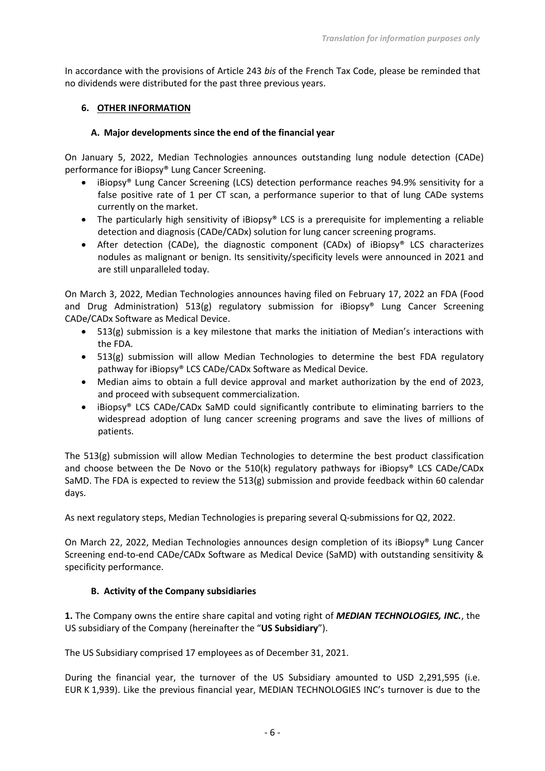In accordance with the provisions of Article 243 *bis* of the French Tax Code, please be reminded that no dividends were distributed for the past three previous years.

## 6. OTHER INFORMATION

### A. Major developments since the end of the financial year

On January 5, 2022, Median Technologies announces outstanding lung nodule detection (CADe) performance for iBiopsy® Lung Cancer Screening.

- iBiopsy® Lung Cancer Screening (LCS) detection performance reaches 94.9% sensitivity for a false positive rate of 1 per CT scan, a performance superior to that of lung CADe systems currently on the market.
- The particularly high sensitivity of iBiopsy® LCS is a prerequisite for implementing a reliable detection and diagnosis (CADe/CADx) solution for lung cancer screening programs.
- After detection (CADe), the diagnostic component (CADx) of iBiopsy® LCS characterizes nodules as malignant or benign. Its sensitivity/specificity levels were announced in 2021 and are still unparalleled today.

On March 3, 2022, Median Technologies announces having filed on February 17, 2022 an FDA (Food and Drug Administration) 513(g) regulatory submission for iBiopsy® Lung Cancer Screening CADe/CADx Software as Medical Device.

- 513(g) submission is a key milestone that marks the initiation of Median's interactions with the FDA.
- 513(g) submission will allow Median Technologies to determine the best FDA regulatory pathway for iBiopsy® LCS CADe/CADx Software as Medical Device.
- Median aims to obtain a full device approval and market authorization by the end of 2023, and proceed with subsequent commercialization.
- iBiopsy® LCS CADe/CADx SaMD could significantly contribute to eliminating barriers to the widespread adoption of lung cancer screening programs and save the lives of millions of patients.

The 513(g) submission will allow Median Technologies to determine the best product classification and choose between the De Novo or the 510(k) regulatory pathways for iBiopsy® LCS CADe/CADx SaMD. The FDA is expected to review the 513(g) submission and provide feedback within 60 calendar days.

As next regulatory steps, Median Technologies is preparing several Q-submissions for Q2, 2022.

On March 22, 2022, Median Technologies announces design completion of its iBiopsy® Lung Cancer Screening end-to-end CADe/CADx Software as Medical Device (SaMD) with outstanding sensitivity & specificity performance.

### B. Activity of the Company subsidiaries

**1.** The Company owns the entire share capital and voting right of ***MEDIAN TECHNOLOGIES, INC.***, the US subsidiary of the Company (hereinafter the "**US Subsidiary**").

The US Subsidiary comprised 17 employees as of December 31, 2021.

During the financial year, the turnover of the US Subsidiary amounted to USD 2,291,595 (i.e. EUR K 1,939). Like the previous financial year, MEDIAN TECHNOLOGIES INC's turnover is due to the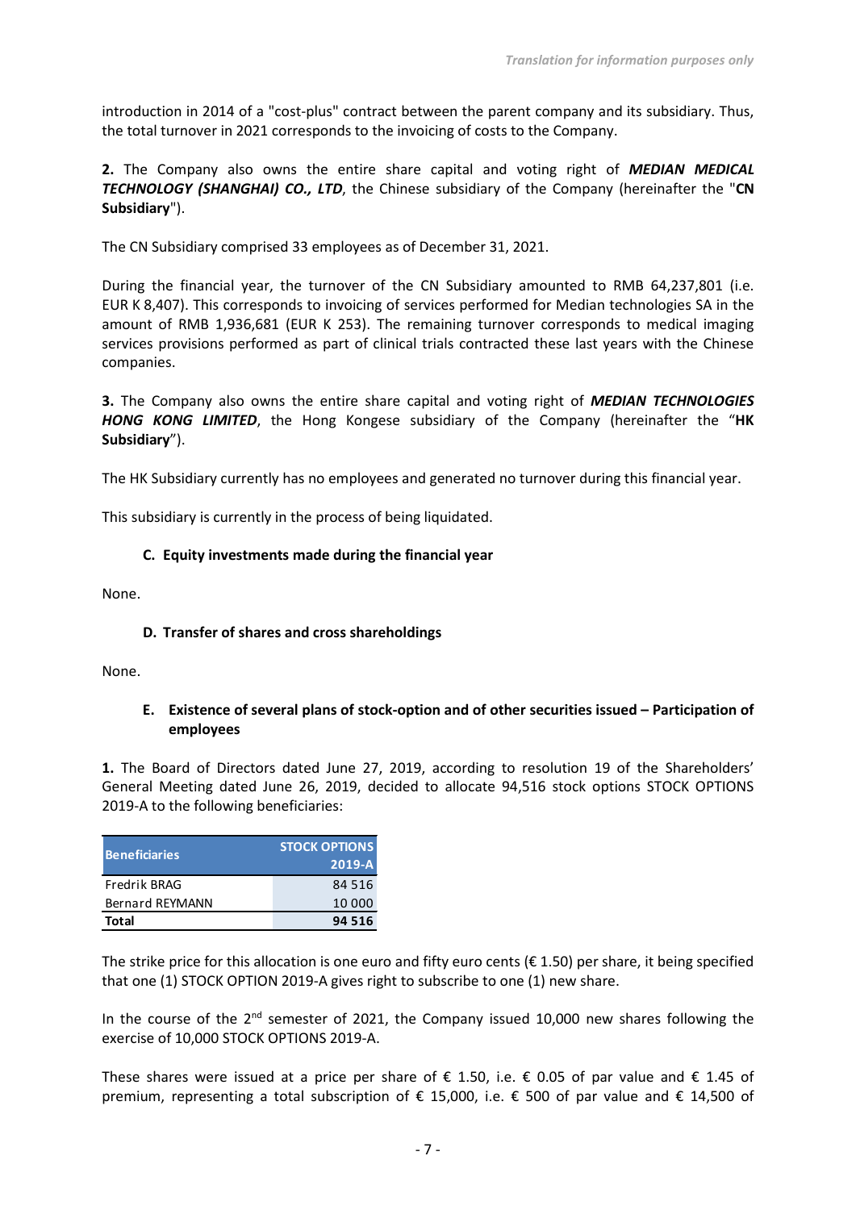introduction in 2014 of a "cost-plus" contract between the parent company and its subsidiary. Thus, the total turnover in 2021 corresponds to the invoicing of costs to the Company.

**2.** The Company also owns the entire share capital and voting right of ***MEDIAN MEDICAL TECHNOLOGY (SHANGHAI) CO., LTD***, the Chinese subsidiary of the Company (hereinafter the "**CN Subsidiary**").

The CN Subsidiary comprised 33 employees as of December 31, 2021.

During the financial year, the turnover of the CN Subsidiary amounted to RMB 64,237,801 (i.e. EUR K 8,407). This corresponds to invoicing of services performed for Median technologies SA in the amount of RMB 1,936,681 (EUR K 253). The remaining turnover corresponds to medical imaging services provisions performed as part of clinical trials contracted these last years with the Chinese companies.

**3.** The Company also owns the entire share capital and voting right of ***MEDIAN TECHNOLOGIES HONG KONG LIMITED***, the Hong Kongese subsidiary of the Company (hereinafter the "**HK Subsidiary**").

The HK Subsidiary currently has no employees and generated no turnover during this financial year.

This subsidiary is currently in the process of being liquidated.

### C. Equity investments made during the financial year

None.

### D. Transfer of shares and cross shareholdings

None.

### E. Existence of several plans of stock-option and of other securities issued – Participation of employees

**1.** The Board of Directors dated June 27, 2019, according to resolution 19 of the Shareholders' General Meeting dated June 26, 2019, decided to allocate 94,516 stock options STOCK OPTIONS 2019-A to the following beneficiaries:

| Beneficiaries | STOCK OPTIONS 2019-A |
|---|---|
| Fredrik BRAG | 84 516 |
| Bernard REYMANN | 10 000 |
| **Total** | **94 516** |

The strike price for this allocation is one euro and fifty euro cents (€ 1.50) per share, it being specified that one (1) STOCK OPTION 2019-A gives right to subscribe to one (1) new share.

In the course of the 2nd semester of 2021, the Company issued 10,000 new shares following the exercise of 10,000 STOCK OPTIONS 2019-A.

These shares were issued at a price per share of € 1.50, i.e. € 0.05 of par value and € 1.45 of premium, representing a total subscription of € 15,000, i.e. € 500 of par value and € 14,500 of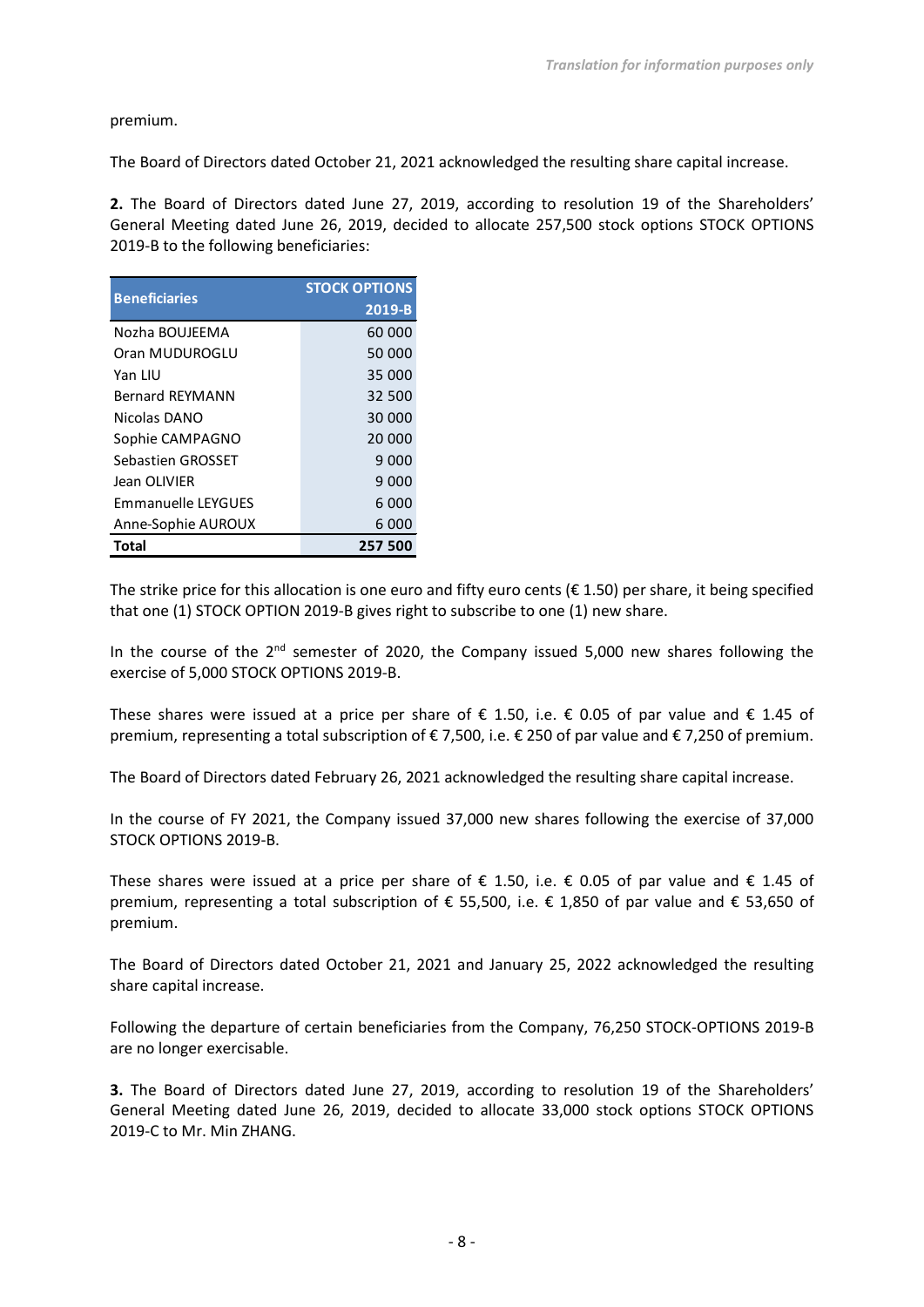premium.

The Board of Directors dated October 21, 2021 acknowledged the resulting share capital increase.

**2.** The Board of Directors dated June 27, 2019, according to resolution 19 of the Shareholders' General Meeting dated June 26, 2019, decided to allocate 257,500 stock options STOCK OPTIONS 2019-B to the following beneficiaries:

| Beneficiaries | STOCK OPTIONS 2019-B |
|---|---|
| Nozha BOUJEEMA | 60 000 |
| Oran MUDUROGLU | 50 000 |
| Yan LIU | 35 000 |
| Bernard REYMANN | 32 500 |
| Nicolas DANO | 30 000 |
| Sophie CAMPAGNO | 20 000 |
| Sebastien GROSSET | 9 000 |
| Jean OLIVIER | 9 000 |
| Emmanuelle LEYGUES | 6 000 |
| Anne-Sophie AUROUX | 6 000 |
| **Total** | **257 500** |

The strike price for this allocation is one euro and fifty euro cents (€ 1.50) per share, it being specified that one (1) STOCK OPTION 2019-B gives right to subscribe to one (1) new share.

In the course of the 2nd semester of 2020, the Company issued 5,000 new shares following the exercise of 5,000 STOCK OPTIONS 2019-B.

These shares were issued at a price per share of € 1.50, i.e. € 0.05 of par value and € 1.45 of premium, representing a total subscription of € 7,500, i.e. € 250 of par value and € 7,250 of premium.

The Board of Directors dated February 26, 2021 acknowledged the resulting share capital increase.

In the course of FY 2021, the Company issued 37,000 new shares following the exercise of 37,000 STOCK OPTIONS 2019-B.

These shares were issued at a price per share of € 1.50, i.e. € 0.05 of par value and € 1.45 of premium, representing a total subscription of € 55,500, i.e. € 1,850 of par value and € 53,650 of premium.

The Board of Directors dated October 21, 2021 and January 25, 2022 acknowledged the resulting share capital increase.

Following the departure of certain beneficiaries from the Company, 76,250 STOCK-OPTIONS 2019-B are no longer exercisable.

**3.** The Board of Directors dated June 27, 2019, according to resolution 19 of the Shareholders' General Meeting dated June 26, 2019, decided to allocate 33,000 stock options STOCK OPTIONS 2019-C to Mr. Min ZHANG.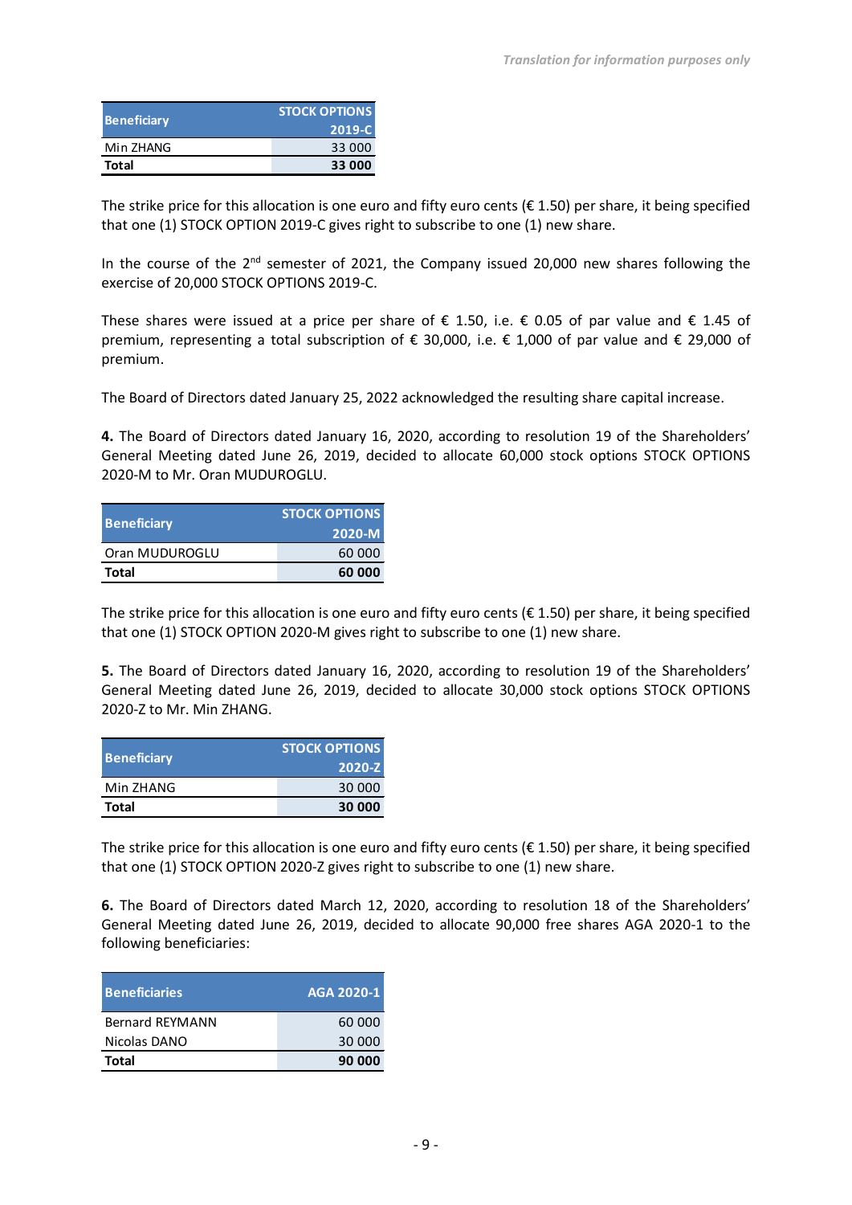| Beneficiary | STOCK OPTIONS 2019-C |
|---|---|
| Min ZHANG | 33 000 |
| **Total** | **33 000** |

The strike price for this allocation is one euro and fifty euro cents (€ 1.50) per share, it being specified that one (1) STOCK OPTION 2019-C gives right to subscribe to one (1) new share.

In the course of the 2[nd] semester of 2021, the Company issued 20,000 new shares following the exercise of 20,000 STOCK OPTIONS 2019-C.

These shares were issued at a price per share of € 1.50, i.e. € 0.05 of par value and € 1.45 of premium, representing a total subscription of € 30,000, i.e. € 1,000 of par value and € 29,000 of premium.

The Board of Directors dated January 25, 2022 acknowledged the resulting share capital increase.

**4.** The Board of Directors dated January 16, 2020, according to resolution 19 of the Shareholders' General Meeting dated June 26, 2019, decided to allocate 60,000 stock options STOCK OPTIONS 2020-M to Mr. Oran MUDUROGLU.

| Beneficiary | STOCK OPTIONS 2020-M |
|---|---|
| Oran MUDUROGLU | 60 000 |
| **Total** | **60 000** |

The strike price for this allocation is one euro and fifty euro cents (€ 1.50) per share, it being specified that one (1) STOCK OPTION 2020-M gives right to subscribe to one (1) new share.

**5.** The Board of Directors dated January 16, 2020, according to resolution 19 of the Shareholders' General Meeting dated June 26, 2019, decided to allocate 30,000 stock options STOCK OPTIONS 2020-Z to Mr. Min ZHANG.

| Beneficiary | STOCK OPTIONS 2020-Z |
|---|---|
| Min ZHANG | 30 000 |
| **Total** | **30 000** |

The strike price for this allocation is one euro and fifty euro cents (€ 1.50) per share, it being specified that one (1) STOCK OPTION 2020-Z gives right to subscribe to one (1) new share.

**6.** The Board of Directors dated March 12, 2020, according to resolution 18 of the Shareholders' General Meeting dated June 26, 2019, decided to allocate 90,000 free shares AGA 2020-1 to the following beneficiaries:

| Beneficiaries | AGA 2020-1 |
|---|---|
| Bernard REYMANN | 60 000 |
| Nicolas DANO | 30 000 |
| **Total** | **90 000** |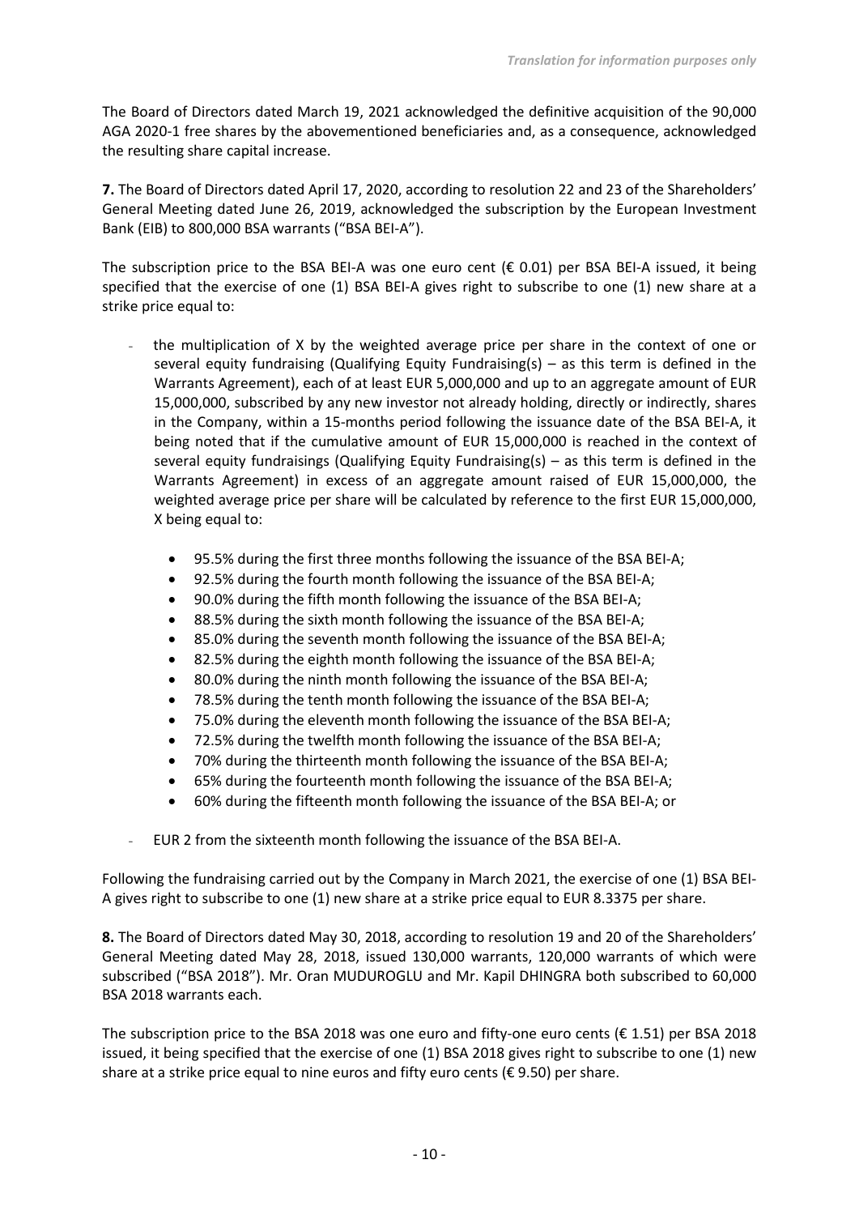The Board of Directors dated March 19, 2021 acknowledged the definitive acquisition of the 90,000 AGA 2020-1 free shares by the abovementioned beneficiaries and, as a consequence, acknowledged the resulting share capital increase.

**7.** The Board of Directors dated April 17, 2020, according to resolution 22 and 23 of the Shareholders' General Meeting dated June 26, 2019, acknowledged the subscription by the European Investment Bank (EIB) to 800,000 BSA warrants ("BSA BEI-A").

The subscription price to the BSA BEI-A was one euro cent (€ 0.01) per BSA BEI-A issued, it being specified that the exercise of one (1) BSA BEI-A gives right to subscribe to one (1) new share at a strike price equal to:

- the multiplication of X by the weighted average price per share in the context of one or several equity fundraising (Qualifying Equity Fundraising(s) – as this term is defined in the Warrants Agreement), each of at least EUR 5,000,000 and up to an aggregate amount of EUR 15,000,000, subscribed by any new investor not already holding, directly or indirectly, shares in the Company, within a 15-months period following the issuance date of the BSA BEI-A, it being noted that if the cumulative amount of EUR 15,000,000 is reached in the context of several equity fundraisings (Qualifying Equity Fundraising(s) – as this term is defined in the Warrants Agreement) in excess of an aggregate amount raised of EUR 15,000,000, the weighted average price per share will be calculated by reference to the first EUR 15,000,000, X being equal to:
  - 95.5% during the first three months following the issuance of the BSA BEI-A;
  - 92.5% during the fourth month following the issuance of the BSA BEI-A;
  - 90.0% during the fifth month following the issuance of the BSA BEI-A;
  - 88.5% during the sixth month following the issuance of the BSA BEI-A;
  - 85.0% during the seventh month following the issuance of the BSA BEI-A;
  - 82.5% during the eighth month following the issuance of the BSA BEI-A;
  - 80.0% during the ninth month following the issuance of the BSA BEI-A;
  - 78.5% during the tenth month following the issuance of the BSA BEI-A;
  - 75.0% during the eleventh month following the issuance of the BSA BEI-A;
  - 72.5% during the twelfth month following the issuance of the BSA BEI-A;
  - 70% during the thirteenth month following the issuance of the BSA BEI-A;
  - 65% during the fourteenth month following the issuance of the BSA BEI-A;
  - 60% during the fifteenth month following the issuance of the BSA BEI-A; or
- EUR 2 from the sixteenth month following the issuance of the BSA BEI-A.

Following the fundraising carried out by the Company in March 2021, the exercise of one (1) BSA BEI-A gives right to subscribe to one (1) new share at a strike price equal to EUR 8.3375 per share.

**8.** The Board of Directors dated May 30, 2018, according to resolution 19 and 20 of the Shareholders' General Meeting dated May 28, 2018, issued 130,000 warrants, 120,000 warrants of which were subscribed ("BSA 2018"). Mr. Oran MUDUROGLU and Mr. Kapil DHINGRA both subscribed to 60,000 BSA 2018 warrants each.

The subscription price to the BSA 2018 was one euro and fifty-one euro cents (€ 1.51) per BSA 2018 issued, it being specified that the exercise of one (1) BSA 2018 gives right to subscribe to one (1) new share at a strike price equal to nine euros and fifty euro cents (€ 9.50) per share.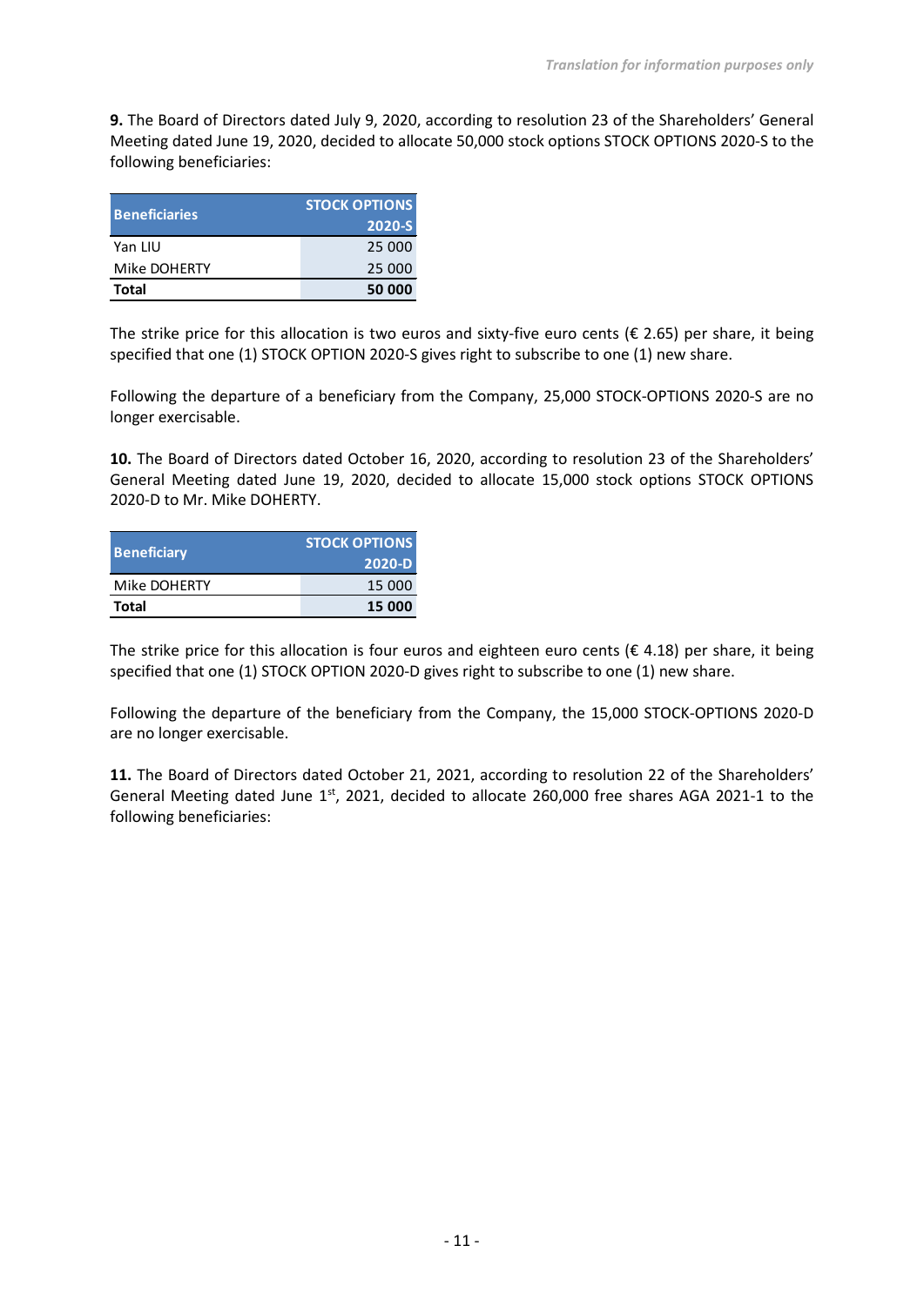**9.** The Board of Directors dated July 9, 2020, according to resolution 23 of the Shareholders' General Meeting dated June 19, 2020, decided to allocate 50,000 stock options STOCK OPTIONS 2020-S to the following beneficiaries:

| **Beneficiaries** | **STOCK OPTIONS 2020-S** |
|---|---:|
| Yan LIU | 25 000 |
| Mike DOHERTY | 25 000 |
| **Total** | **50 000** |

The strike price for this allocation is two euros and sixty-five euro cents (€ 2.65) per share, it being specified that one (1) STOCK OPTION 2020-S gives right to subscribe to one (1) new share.

Following the departure of a beneficiary from the Company, 25,000 STOCK-OPTIONS 2020-S are no longer exercisable.

**10.** The Board of Directors dated October 16, 2020, according to resolution 23 of the Shareholders' General Meeting dated June 19, 2020, decided to allocate 15,000 stock options STOCK OPTIONS 2020-D to Mr. Mike DOHERTY.

| **Beneficiary** | **STOCK OPTIONS 2020-D** |
|---|---:|
| Mike DOHERTY | 15 000 |
| **Total** | **15 000** |

The strike price for this allocation is four euros and eighteen euro cents (€ 4.18) per share, it being specified that one (1) STOCK OPTION 2020-D gives right to subscribe to one (1) new share.

Following the departure of the beneficiary from the Company, the 15,000 STOCK-OPTIONS 2020-D are no longer exercisable.

**11.** The Board of Directors dated October 21, 2021, according to resolution 22 of the Shareholders' General Meeting dated June 1st, 2021, decided to allocate 260,000 free shares AGA 2021-1 to the following beneficiaries: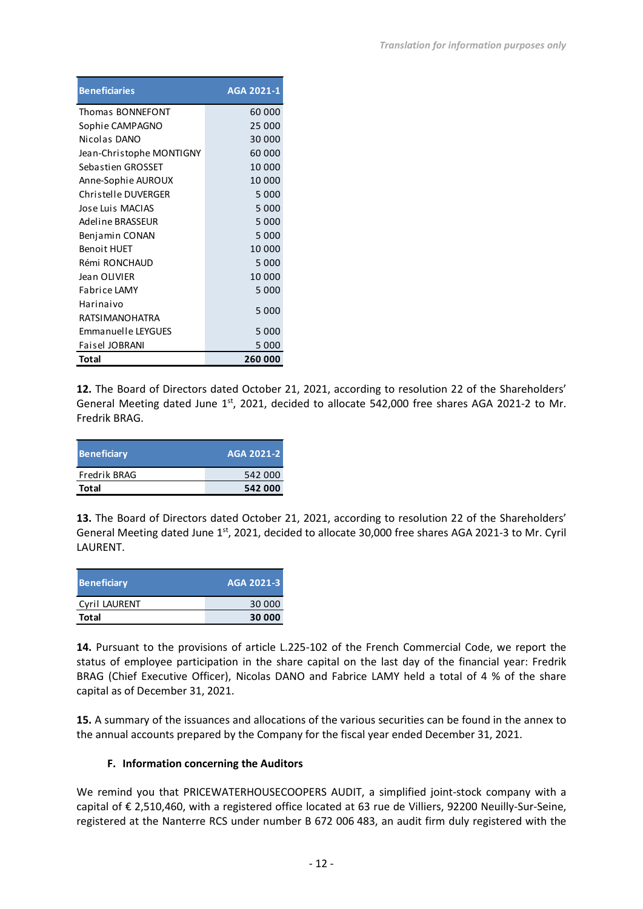| Beneficiaries | AGA 2021-1 |
|---|---|
| Thomas BONNEFONT | 60 000 |
| Sophie CAMPAGNO | 25 000 |
| Nicolas DANO | 30 000 |
| Jean-Christophe MONTIGNY | 60 000 |
| Sebastien GROSSET | 10 000 |
| Anne-Sophie AUROUX | 10 000 |
| Christelle DUVERGER | 5 000 |
| Jose Luis MACIAS | 5 000 |
| Adeline BRASSEUR | 5 000 |
| Benjamin CONAN | 5 000 |
| Benoit HUET | 10 000 |
| Rémi RONCHAUD | 5 000 |
| Jean OLIVIER | 10 000 |
| Fabrice LAMY | 5 000 |
| Harinaivo RATSIMANOHATRA | 5 000 |
| Emmanuelle LEYGUES | 5 000 |
| Faisel JOBRANI | 5 000 |
| **Total** | **260 000** |

**12.** The Board of Directors dated October 21, 2021, according to resolution 22 of the Shareholders' General Meeting dated June 1st, 2021, decided to allocate 542,000 free shares AGA 2021-2 to Mr. Fredrik BRAG.

| Beneficiary | AGA 2021-2 |
|---|---|
| Fredrik BRAG | 542 000 |
| **Total** | **542 000** |

**13.** The Board of Directors dated October 21, 2021, according to resolution 22 of the Shareholders' General Meeting dated June 1st, 2021, decided to allocate 30,000 free shares AGA 2021-3 to Mr. Cyril LAURENT.

| Beneficiary | AGA 2021-3 |
|---|---|
| Cyril LAURENT | 30 000 |
| **Total** | **30 000** |

**14.** Pursuant to the provisions of article L.225-102 of the French Commercial Code, we report the status of employee participation in the share capital on the last day of the financial year: Fredrik BRAG (Chief Executive Officer), Nicolas DANO and Fabrice LAMY held a total of 4 % of the share capital as of December 31, 2021.

**15.** A summary of the issuances and allocations of the various securities can be found in the annex to the annual accounts prepared by the Company for the fiscal year ended December 31, 2021.

### F. Information concerning the Auditors

We remind you that PRICEWATERHOUSECOOPERS AUDIT, a simplified joint-stock company with a capital of € 2,510,460, with a registered office located at 63 rue de Villiers, 92200 Neuilly-Sur-Seine, registered at the Nanterre RCS under number B 672 006 483, an audit firm duly registered with the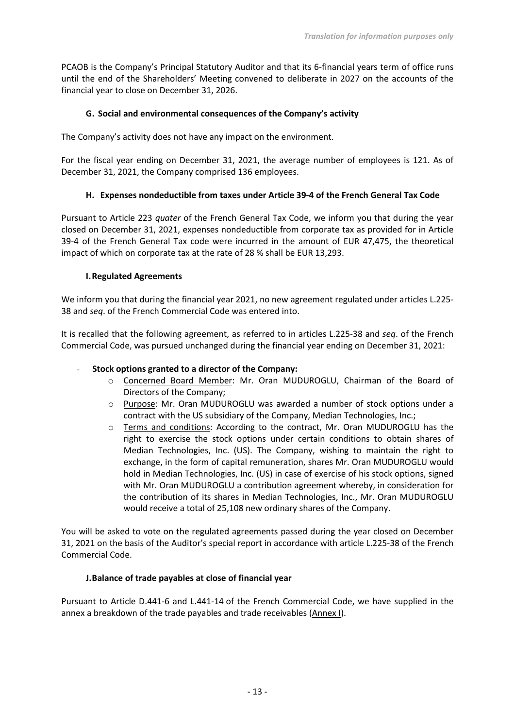PCAOB is the Company's Principal Statutory Auditor and that its 6-financial years term of office runs until the end of the Shareholders' Meeting convened to deliberate in 2027 on the accounts of the financial year to close on December 31, 2026.

### G. Social and environmental consequences of the Company's activity

The Company's activity does not have any impact on the environment.

For the fiscal year ending on December 31, 2021, the average number of employees is 121. As of December 31, 2021, the Company comprised 136 employees.

### H. Expenses nondeductible from taxes under Article 39-4 of the French General Tax Code

Pursuant to Article 223 *quater* of the French General Tax Code, we inform you that during the year closed on December 31, 2021, expenses nondeductible from corporate tax as provided for in Article 39-4 of the French General Tax code were incurred in the amount of EUR 47,475, the theoretical impact of which on corporate tax at the rate of 28 % shall be EUR 13,293.

### I. Regulated Agreements

We inform you that during the financial year 2021, no new agreement regulated under articles L.225-38 and *seq*. of the French Commercial Code was entered into.

It is recalled that the following agreement, as referred to in articles L.225-38 and *seq*. of the French Commercial Code, was pursued unchanged during the financial year ending on December 31, 2021:

- **Stock options granted to a director of the Company:**
  - Concerned Board Member: Mr. Oran MUDUROGLU, Chairman of the Board of Directors of the Company;
  - Purpose: Mr. Oran MUDUROGLU was awarded a number of stock options under a contract with the US subsidiary of the Company, Median Technologies, Inc.;
  - Terms and conditions: According to the contract, Mr. Oran MUDUROGLU has the right to exercise the stock options under certain conditions to obtain shares of Median Technologies, Inc. (US). The Company, wishing to maintain the right to exchange, in the form of capital remuneration, shares Mr. Oran MUDUROGLU would hold in Median Technologies, Inc. (US) in case of exercise of his stock options, signed with Mr. Oran MUDUROGLU a contribution agreement whereby, in consideration for the contribution of its shares in Median Technologies, Inc., Mr. Oran MUDUROGLU would receive a total of 25,108 new ordinary shares of the Company.

You will be asked to vote on the regulated agreements passed during the year closed on December 31, 2021 on the basis of the Auditor's special report in accordance with article L.225-38 of the French Commercial Code.

### J. Balance of trade payables at close of financial year

Pursuant to Article D.441-6 and L.441-14 of the French Commercial Code, we have supplied in the annex a breakdown of the trade payables and trade receivables (Annex I).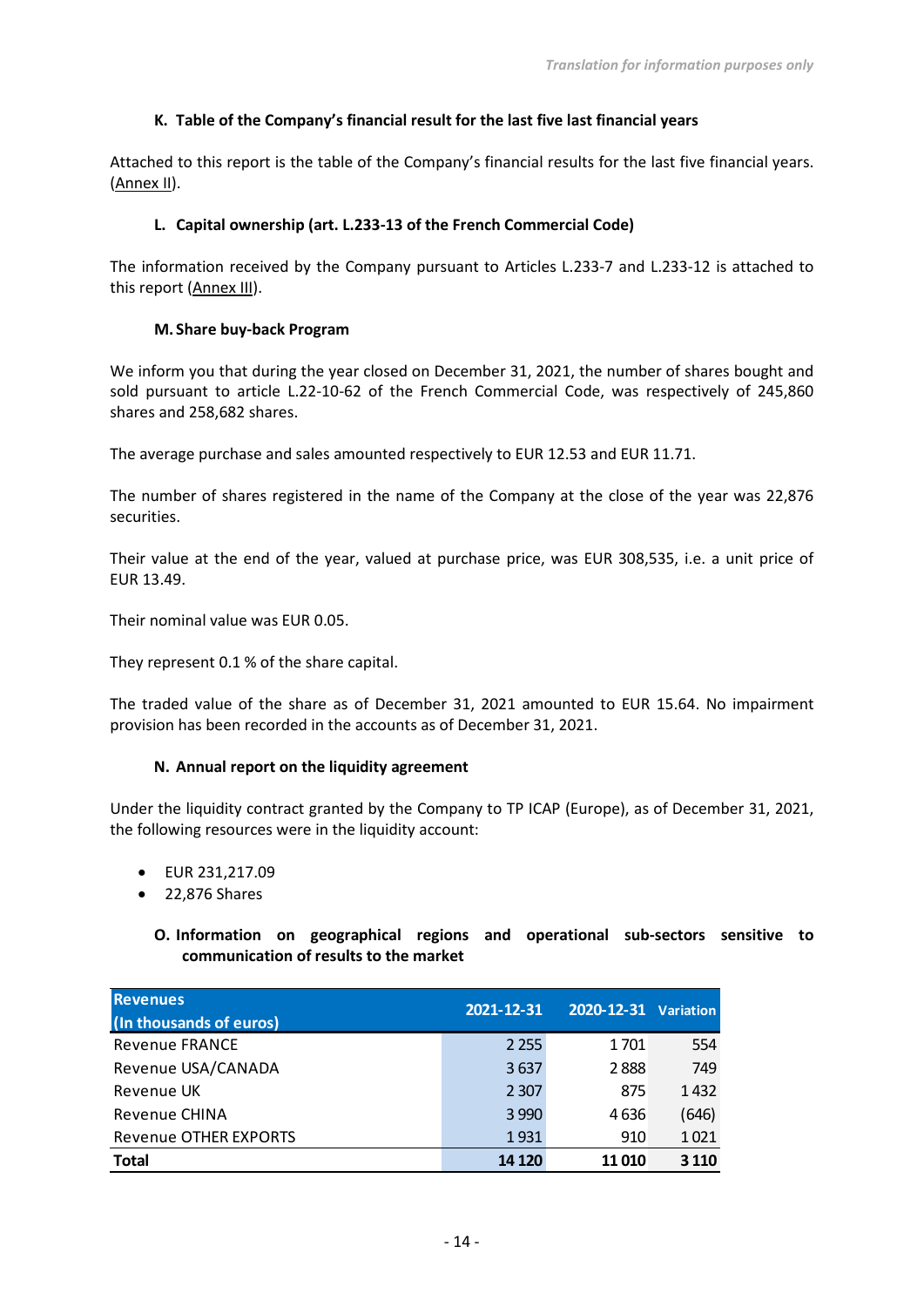*Translation for information purposes only*

### K. Table of the Company's financial result for the last five last financial years

Attached to this report is the table of the Company's financial results for the last five financial years. (Annex II).

### L. Capital ownership (art. L.233-13 of the French Commercial Code)

The information received by the Company pursuant to Articles L.233-7 and L.233-12 is attached to this report (Annex III).

### M. Share buy-back Program

We inform you that during the year closed on December 31, 2021, the number of shares bought and sold pursuant to article L.22-10-62 of the French Commercial Code, was respectively of 245,860 shares and 258,682 shares.

The average purchase and sales amounted respectively to EUR 12.53 and EUR 11.71.

The number of shares registered in the name of the Company at the close of the year was 22,876 securities.

Their value at the end of the year, valued at purchase price, was EUR 308,535, i.e. a unit price of EUR 13.49.

Their nominal value was EUR 0.05.

They represent 0.1 % of the share capital.

The traded value of the share as of December 31, 2021 amounted to EUR 15.64. No impairment provision has been recorded in the accounts as of December 31, 2021.

### N. Annual report on the liquidity agreement

Under the liquidity contract granted by the Company to TP ICAP (Europe), as of December 31, 2021, the following resources were in the liquidity account:

- EUR 231,217.09
- 22,876 Shares

### O. Information on geographical regions and operational sub-sectors sensitive to communication of results to the market

| Revenues (In thousands of euros) | 2021-12-31 | 2020-12-31 | Variation |
|---|---|---|---|
| Revenue FRANCE | 2 255 | 1 701 | 554 |
| Revenue USA/CANADA | 3 637 | 2 888 | 749 |
| Revenue UK | 2 307 | 875 | 1 432 |
| Revenue CHINA | 3 990 | 4 636 | (646) |
| Revenue OTHER EXPORTS | 1 931 | 910 | 1 021 |
| **Total** | **14 120** | **11 010** | **3 110** |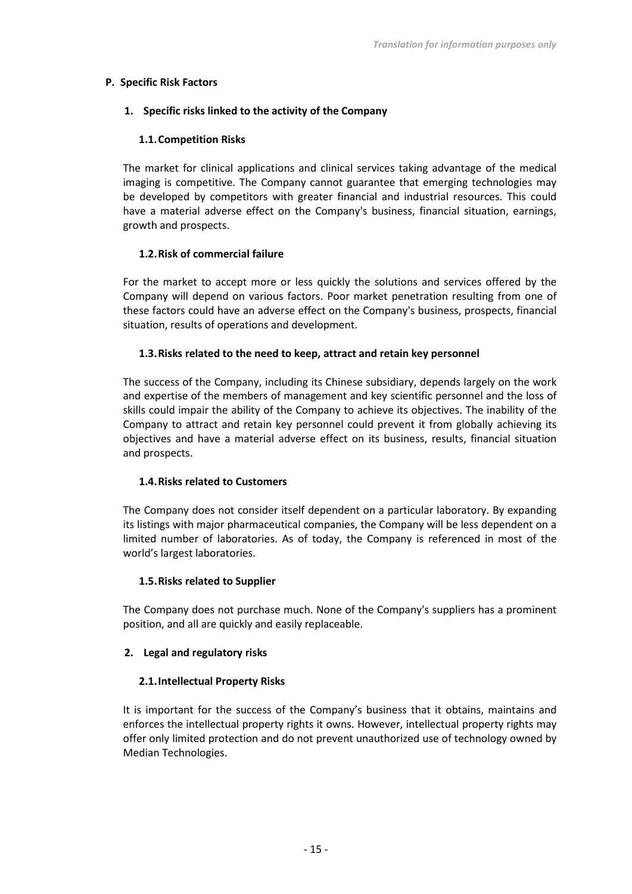## P. Specific Risk Factors

### 1. Specific risks linked to the activity of the Company

#### 1.1. Competition Risks

The market for clinical applications and clinical services taking advantage of the medical imaging is competitive. The Company cannot guarantee that emerging technologies may be developed by competitors with greater financial and industrial resources. This could have a material adverse effect on the Company's business, financial situation, earnings, growth and prospects.

#### 1.2. Risk of commercial failure

For the market to accept more or less quickly the solutions and services offered by the Company will depend on various factors. Poor market penetration resulting from one of these factors could have an adverse effect on the Company's business, prospects, financial situation, results of operations and development.

#### 1.3. Risks related to the need to keep, attract and retain key personnel

The success of the Company, including its Chinese subsidiary, depends largely on the work and expertise of the members of management and key scientific personnel and the loss of skills could impair the ability of the Company to achieve its objectives. The inability of the Company to attract and retain key personnel could prevent it from globally achieving its objectives and have a material adverse effect on its business, results, financial situation and prospects.

#### 1.4. Risks related to Customers

The Company does not consider itself dependent on a particular laboratory. By expanding its listings with major pharmaceutical companies, the Company will be less dependent on a limited number of laboratories. As of today, the Company is referenced in most of the world's largest laboratories.

#### 1.5. Risks related to Supplier

The Company does not purchase much. None of the Company's suppliers has a prominent position, and all are quickly and easily replaceable.

### 2. Legal and regulatory risks

#### 2.1. Intellectual Property Risks

It is important for the success of the Company's business that it obtains, maintains and enforces the intellectual property rights it owns. However, intellectual property rights may offer only limited protection and do not prevent unauthorized use of technology owned by Median Technologies.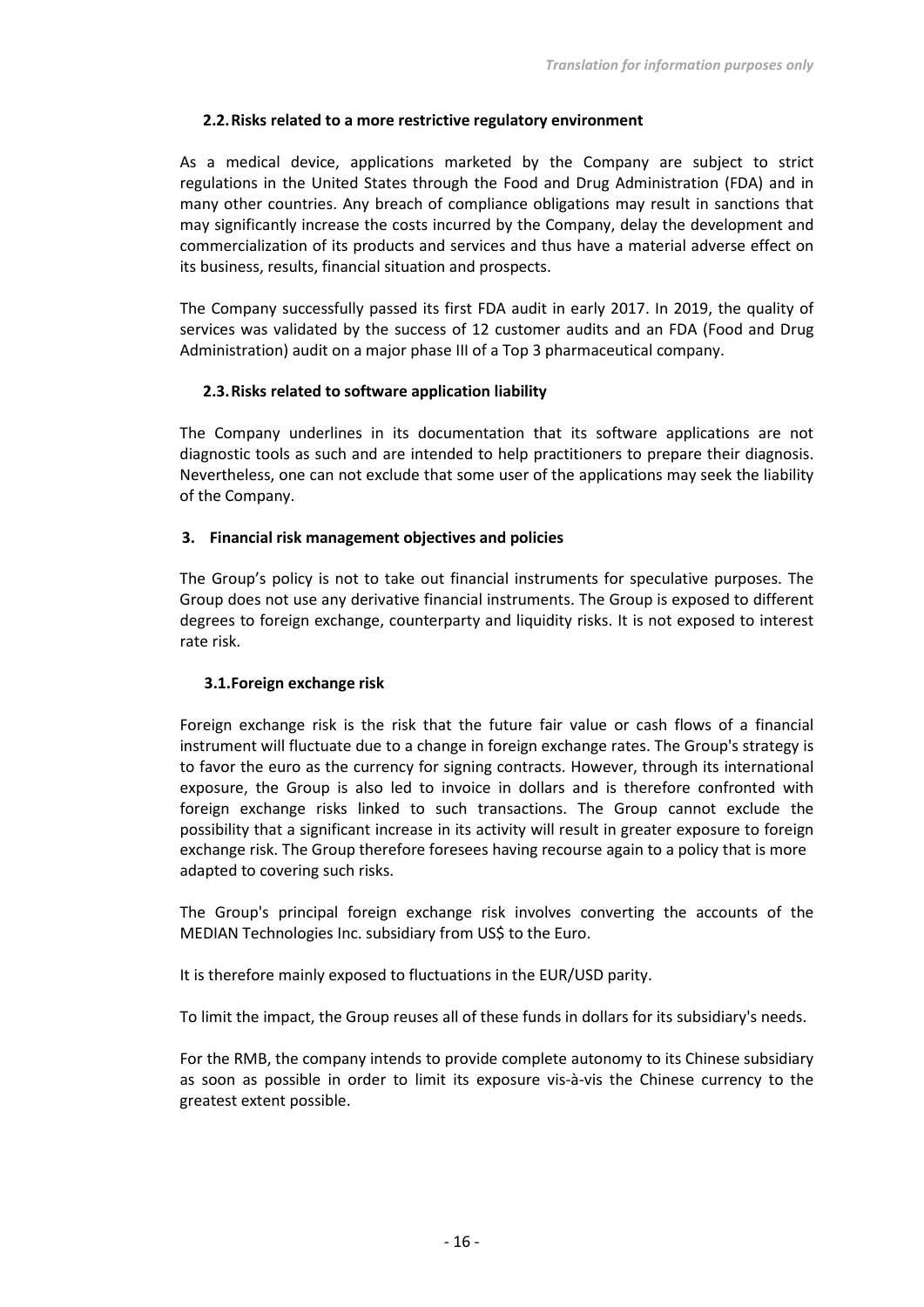### 2.2. Risks related to a more restrictive regulatory environment

As a medical device, applications marketed by the Company are subject to strict regulations in the United States through the Food and Drug Administration (FDA) and in many other countries. Any breach of compliance obligations may result in sanctions that may significantly increase the costs incurred by the Company, delay the development and commercialization of its products and services and thus have a material adverse effect on its business, results, financial situation and prospects.

The Company successfully passed its first FDA audit in early 2017. In 2019, the quality of services was validated by the success of 12 customer audits and an FDA (Food and Drug Administration) audit on a major phase III of a Top 3 pharmaceutical company.

### 2.3. Risks related to software application liability

The Company underlines in its documentation that its software applications are not diagnostic tools as such and are intended to help practitioners to prepare their diagnosis. Nevertheless, one can not exclude that some user of the applications may seek the liability of the Company.

## 3. Financial risk management objectives and policies

The Group's policy is not to take out financial instruments for speculative purposes. The Group does not use any derivative financial instruments. The Group is exposed to different degrees to foreign exchange, counterparty and liquidity risks. It is not exposed to interest rate risk.

### 3.1. Foreign exchange risk

Foreign exchange risk is the risk that the future fair value or cash flows of a financial instrument will fluctuate due to a change in foreign exchange rates. The Group's strategy is to favor the euro as the currency for signing contracts. However, through its international exposure, the Group is also led to invoice in dollars and is therefore confronted with foreign exchange risks linked to such transactions. The Group cannot exclude the possibility that a significant increase in its activity will result in greater exposure to foreign exchange risk. The Group therefore foresees having recourse again to a policy that is more adapted to covering such risks.

The Group's principal foreign exchange risk involves converting the accounts of the MEDIAN Technologies Inc. subsidiary from US$ to the Euro.

It is therefore mainly exposed to fluctuations in the EUR/USD parity.

To limit the impact, the Group reuses all of these funds in dollars for its subsidiary's needs.

For the RMB, the company intends to provide complete autonomy to its Chinese subsidiary as soon as possible in order to limit its exposure vis-à-vis the Chinese currency to the greatest extent possible.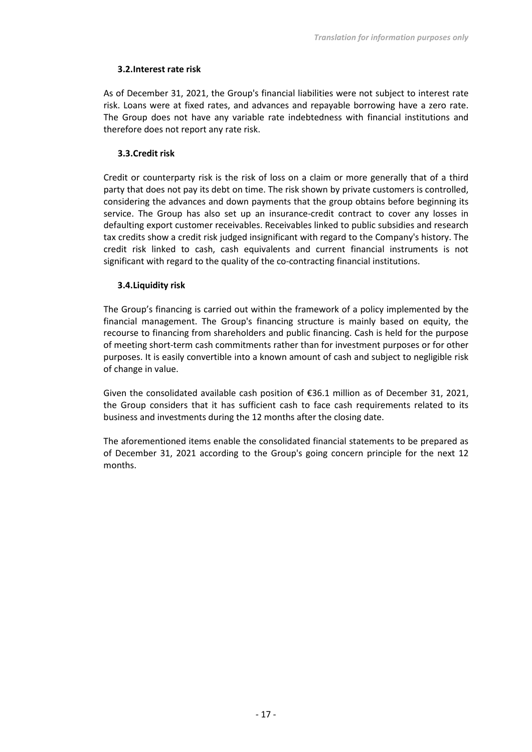### 3.2. Interest rate risk

As of December 31, 2021, the Group's financial liabilities were not subject to interest rate risk. Loans were at fixed rates, and advances and repayable borrowing have a zero rate. The Group does not have any variable rate indebtedness with financial institutions and therefore does not report any rate risk.

### 3.3. Credit risk

Credit or counterparty risk is the risk of loss on a claim or more generally that of a third party that does not pay its debt on time. The risk shown by private customers is controlled, considering the advances and down payments that the group obtains before beginning its service. The Group has also set up an insurance-credit contract to cover any losses in defaulting export customer receivables. Receivables linked to public subsidies and research tax credits show a credit risk judged insignificant with regard to the Company's history. The credit risk linked to cash, cash equivalents and current financial instruments is not significant with regard to the quality of the co-contracting financial institutions.

### 3.4. Liquidity risk

The Group's financing is carried out within the framework of a policy implemented by the financial management. The Group's financing structure is mainly based on equity, the recourse to financing from shareholders and public financing. Cash is held for the purpose of meeting short-term cash commitments rather than for investment purposes or for other purposes. It is easily convertible into a known amount of cash and subject to negligible risk of change in value.

Given the consolidated available cash position of €36.1 million as of December 31, 2021, the Group considers that it has sufficient cash to face cash requirements related to its business and investments during the 12 months after the closing date.

The aforementioned items enable the consolidated financial statements to be prepared as of December 31, 2021 according to the Group's going concern principle for the next 12 months.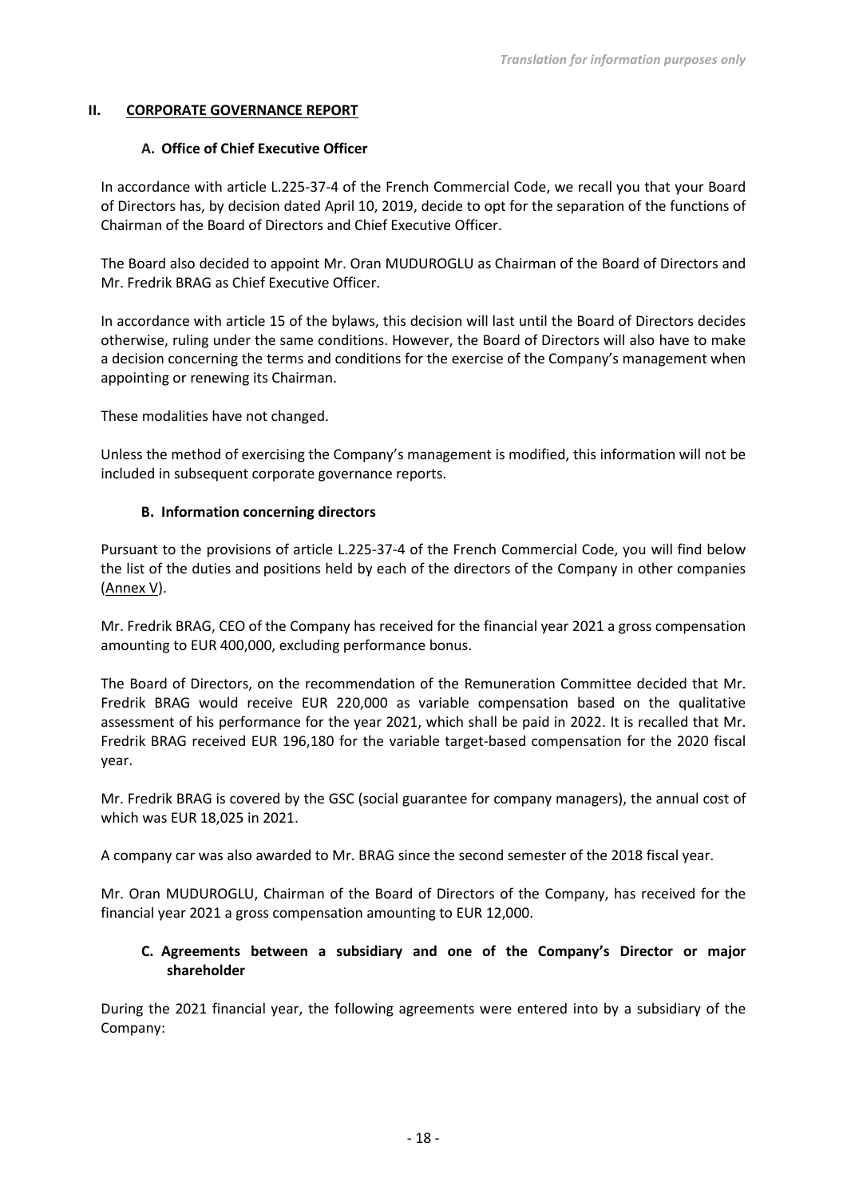*Translation for information purposes only*

## II. CORPORATE GOVERNANCE REPORT

### A. Office of Chief Executive Officer

In accordance with article L.225-37-4 of the French Commercial Code, we recall you that your Board of Directors has, by decision dated April 10, 2019, decide to opt for the separation of the functions of Chairman of the Board of Directors and Chief Executive Officer.

The Board also decided to appoint Mr. Oran MUDUROGLU as Chairman of the Board of Directors and Mr. Fredrik BRAG as Chief Executive Officer.

In accordance with article 15 of the bylaws, this decision will last until the Board of Directors decides otherwise, ruling under the same conditions. However, the Board of Directors will also have to make a decision concerning the terms and conditions for the exercise of the Company's management when appointing or renewing its Chairman.

These modalities have not changed.

Unless the method of exercising the Company's management is modified, this information will not be included in subsequent corporate governance reports.

### B. Information concerning directors

Pursuant to the provisions of article L.225-37-4 of the French Commercial Code, you will find below the list of the duties and positions held by each of the directors of the Company in other companies (Annex V).

Mr. Fredrik BRAG, CEO of the Company has received for the financial year 2021 a gross compensation amounting to EUR 400,000, excluding performance bonus.

The Board of Directors, on the recommendation of the Remuneration Committee decided that Mr. Fredrik BRAG would receive EUR 220,000 as variable compensation based on the qualitative assessment of his performance for the year 2021, which shall be paid in 2022. It is recalled that Mr. Fredrik BRAG received EUR 196,180 for the variable target-based compensation for the 2020 fiscal year.

Mr. Fredrik BRAG is covered by the GSC (social guarantee for company managers), the annual cost of which was EUR 18,025 in 2021.

A company car was also awarded to Mr. BRAG since the second semester of the 2018 fiscal year.

Mr. Oran MUDUROGLU, Chairman of the Board of Directors of the Company, has received for the financial year 2021 a gross compensation amounting to EUR 12,000.

### C. Agreements between a subsidiary and one of the Company's Director or major shareholder

During the 2021 financial year, the following agreements were entered into by a subsidiary of the Company: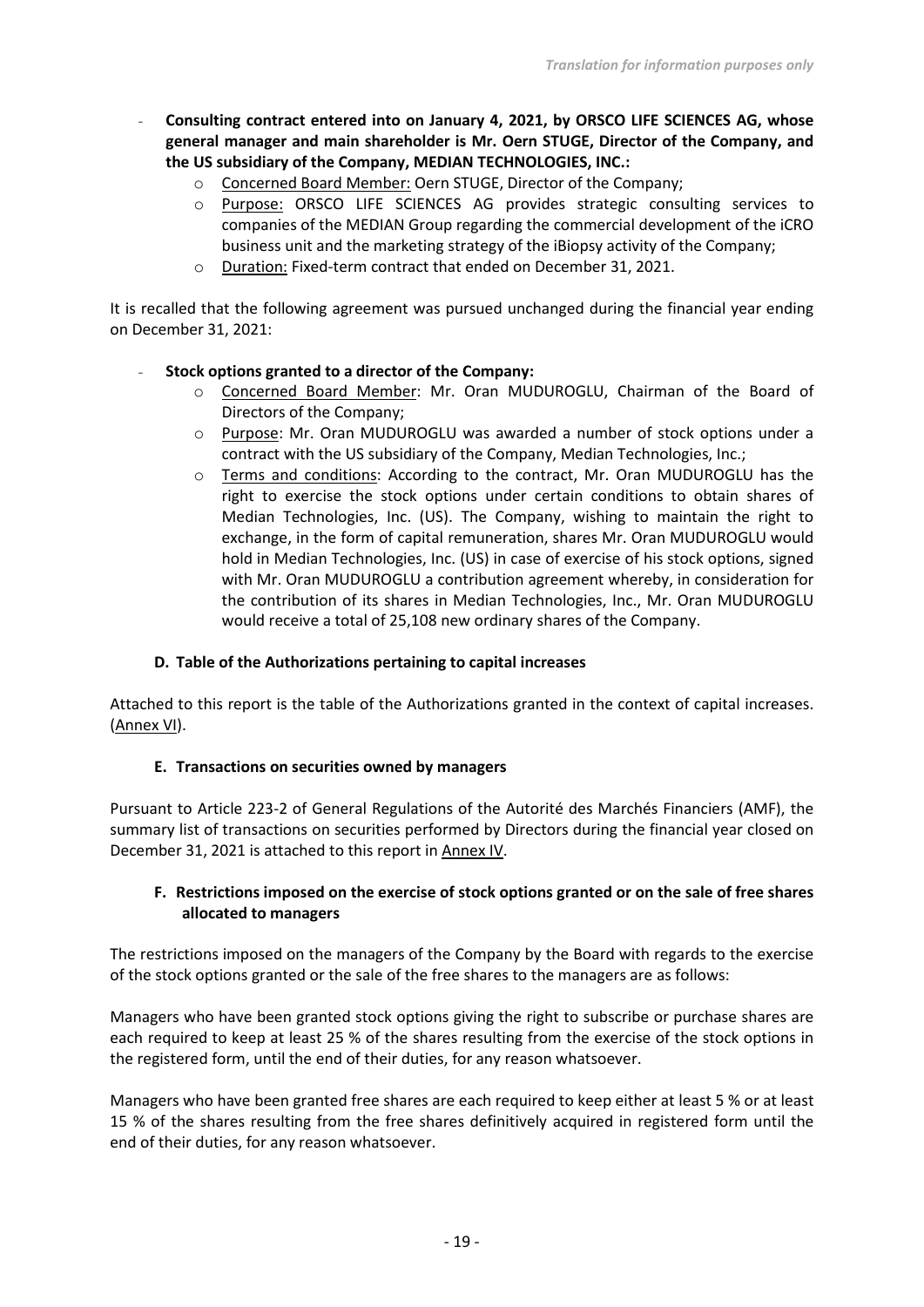- **Consulting contract entered into on January 4, 2021, by ORSCO LIFE SCIENCES AG, whose general manager and main shareholder is Mr. Oern STUGE, Director of the Company, and the US subsidiary of the Company, MEDIAN TECHNOLOGIES, INC.:**
    - Concerned Board Member: Oern STUGE, Director of the Company;
    - Purpose: ORSCO LIFE SCIENCES AG provides strategic consulting services to companies of the MEDIAN Group regarding the commercial development of the iCRO business unit and the marketing strategy of the iBiopsy activity of the Company;
    - Duration: Fixed-term contract that ended on December 31, 2021.

It is recalled that the following agreement was pursued unchanged during the financial year ending on December 31, 2021:

- **Stock options granted to a director of the Company:**
    - Concerned Board Member: Mr. Oran MUDUROGLU, Chairman of the Board of Directors of the Company;
    - Purpose: Mr. Oran MUDUROGLU was awarded a number of stock options under a contract with the US subsidiary of the Company, Median Technologies, Inc.;
    - Terms and conditions: According to the contract, Mr. Oran MUDUROGLU has the right to exercise the stock options under certain conditions to obtain shares of Median Technologies, Inc. (US). The Company, wishing to maintain the right to exchange, in the form of capital remuneration, shares Mr. Oran MUDUROGLU would hold in Median Technologies, Inc. (US) in case of exercise of his stock options, signed with Mr. Oran MUDUROGLU a contribution agreement whereby, in consideration for the contribution of its shares in Median Technologies, Inc., Mr. Oran MUDUROGLU would receive a total of 25,108 new ordinary shares of the Company.

### D. Table of the Authorizations pertaining to capital increases

Attached to this report is the table of the Authorizations granted in the context of capital increases. (Annex VI).

### E. Transactions on securities owned by managers

Pursuant to Article 223-2 of General Regulations of the Autorité des Marchés Financiers (AMF), the summary list of transactions on securities performed by Directors during the financial year closed on December 31, 2021 is attached to this report in Annex IV.

### F. Restrictions imposed on the exercise of stock options granted or on the sale of free shares allocated to managers

The restrictions imposed on the managers of the Company by the Board with regards to the exercise of the stock options granted or the sale of the free shares to the managers are as follows:

Managers who have been granted stock options giving the right to subscribe or purchase shares are each required to keep at least 25 % of the shares resulting from the exercise of the stock options in the registered form, until the end of their duties, for any reason whatsoever.

Managers who have been granted free shares are each required to keep either at least 5 % or at least 15 % of the shares resulting from the free shares definitively acquired in registered form until the end of their duties, for any reason whatsoever.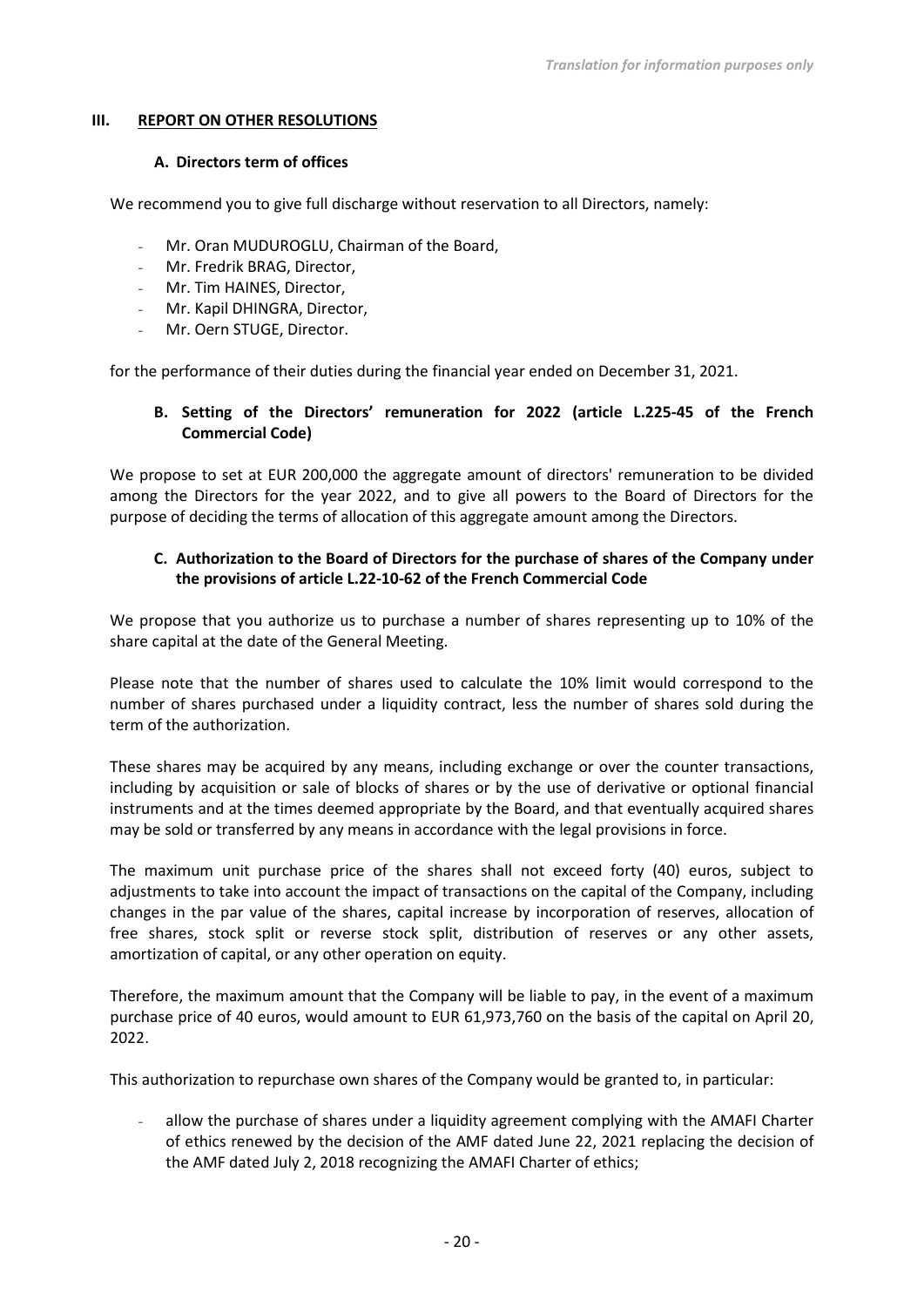## III. REPORT ON OTHER RESOLUTIONS

### A. Directors term of offices

We recommend you to give full discharge without reservation to all Directors, namely:

- Mr. Oran MUDUROGLU, Chairman of the Board,
- Mr. Fredrik BRAG, Director,
- Mr. Tim HAINES, Director,
- Mr. Kapil DHINGRA, Director,
- Mr. Oern STUGE, Director.

for the performance of their duties during the financial year ended on December 31, 2021.

### B. Setting of the Directors' remuneration for 2022 (article L.225-45 of the French Commercial Code)

We propose to set at EUR 200,000 the aggregate amount of directors' remuneration to be divided among the Directors for the year 2022, and to give all powers to the Board of Directors for the purpose of deciding the terms of allocation of this aggregate amount among the Directors.

### C. Authorization to the Board of Directors for the purchase of shares of the Company under the provisions of article L.22-10-62 of the French Commercial Code

We propose that you authorize us to purchase a number of shares representing up to 10% of the share capital at the date of the General Meeting.

Please note that the number of shares used to calculate the 10% limit would correspond to the number of shares purchased under a liquidity contract, less the number of shares sold during the term of the authorization.

These shares may be acquired by any means, including exchange or over the counter transactions, including by acquisition or sale of blocks of shares or by the use of derivative or optional financial instruments and at the times deemed appropriate by the Board, and that eventually acquired shares may be sold or transferred by any means in accordance with the legal provisions in force.

The maximum unit purchase price of the shares shall not exceed forty (40) euros, subject to adjustments to take into account the impact of transactions on the capital of the Company, including changes in the par value of the shares, capital increase by incorporation of reserves, allocation of free shares, stock split or reverse stock split, distribution of reserves or any other assets, amortization of capital, or any other operation on equity.

Therefore, the maximum amount that the Company will be liable to pay, in the event of a maximum purchase price of 40 euros, would amount to EUR 61,973,760 on the basis of the capital on April 20, 2022.

This authorization to repurchase own shares of the Company would be granted to, in particular:

- allow the purchase of shares under a liquidity agreement complying with the AMAFI Charter of ethics renewed by the decision of the AMF dated June 22, 2021 replacing the decision of the AMF dated July 2, 2018 recognizing the AMAFI Charter of ethics;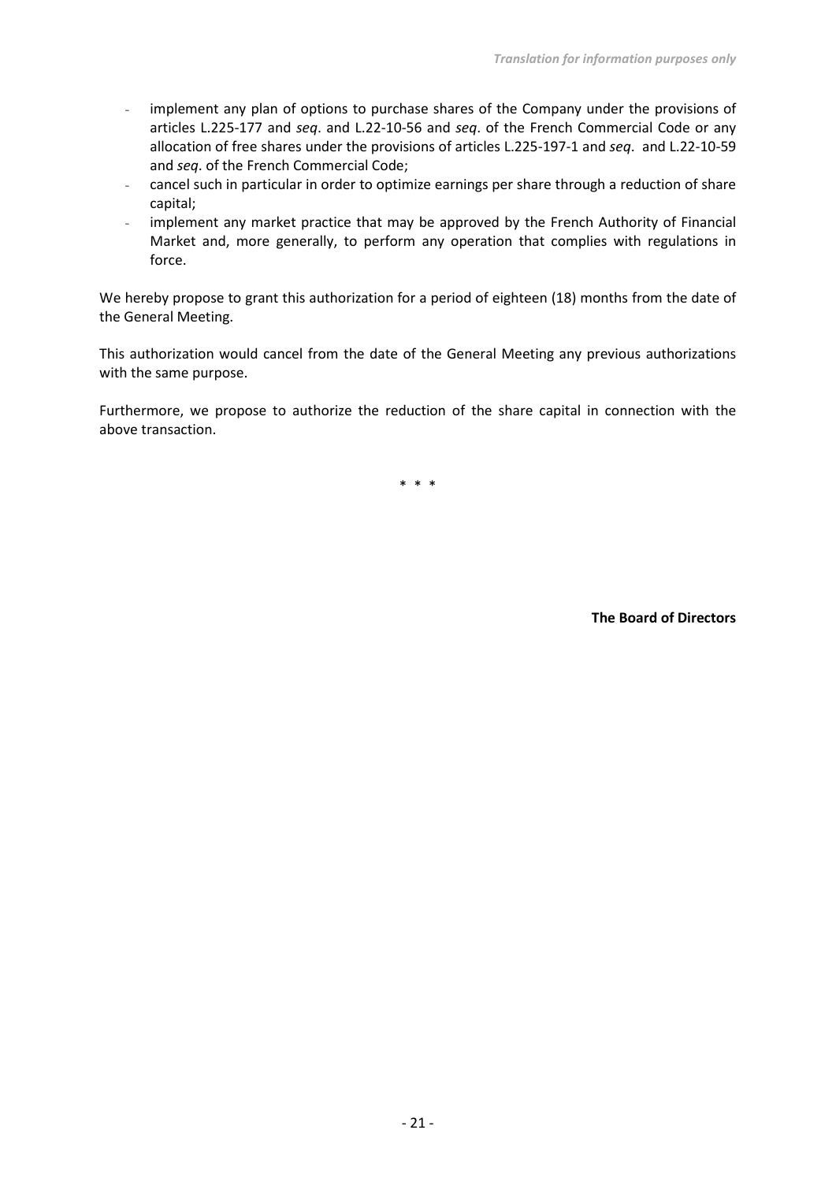- implement any plan of options to purchase shares of the Company under the provisions of articles L.225-177 and *seq*. and L.22-10-56 and *seq*. of the French Commercial Code or any allocation of free shares under the provisions of articles L.225-197-1 and *seq*. and L.22-10-59 and *seq*. of the French Commercial Code;
- cancel such in particular in order to optimize earnings per share through a reduction of share capital;
- implement any market practice that may be approved by the French Authority of Financial Market and, more generally, to perform any operation that complies with regulations in force.

We hereby propose to grant this authorization for a period of eighteen (18) months from the date of the General Meeting.

This authorization would cancel from the date of the General Meeting any previous authorizations with the same purpose.

Furthermore, we propose to authorize the reduction of the share capital in connection with the above transaction.

\* \* \*

**The Board of Directors**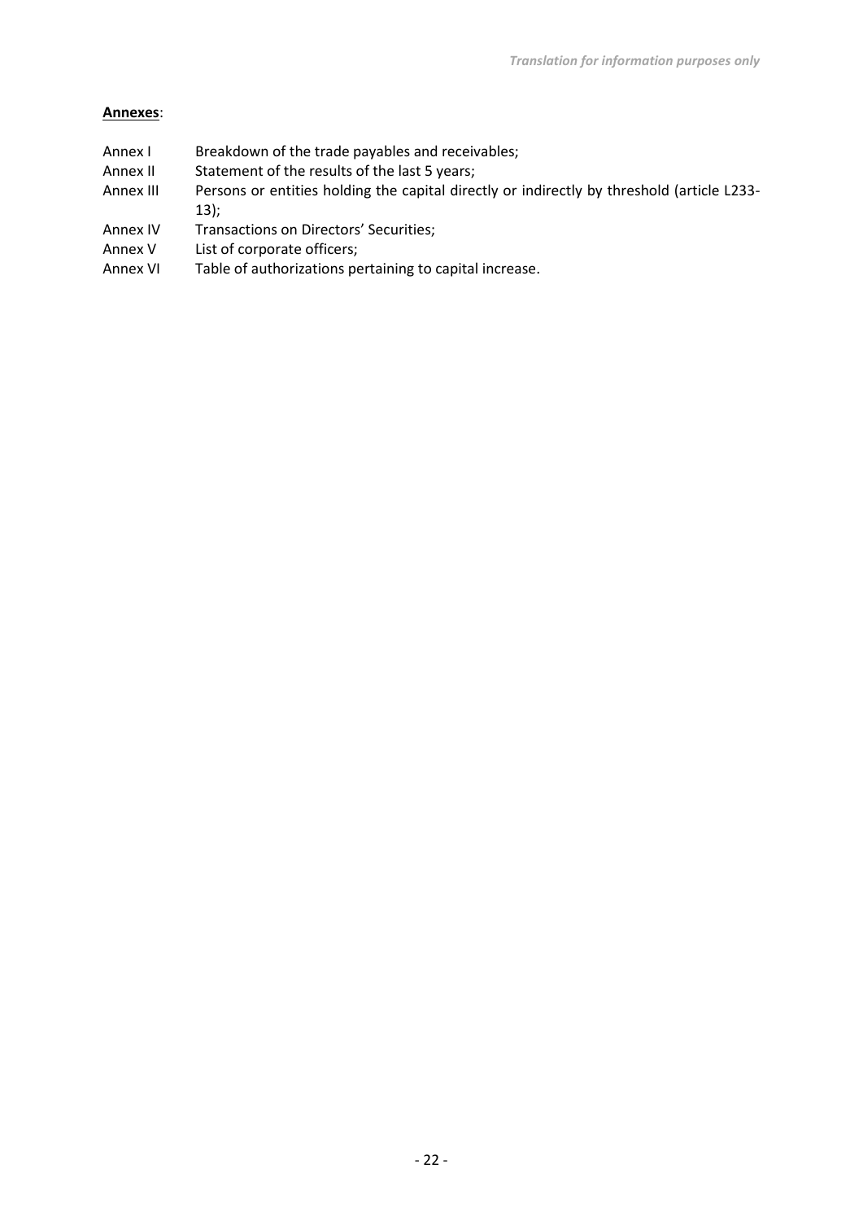**Annexes**:

Annex I Breakdown of the trade payables and receivables;

Annex II Statement of the results of the last 5 years;

Annex III Persons or entities holding the capital directly or indirectly by threshold (article L233-13);

Annex IV Transactions on Directors' Securities;

Annex V List of corporate officers;

Annex VI Table of authorizations pertaining to capital increase.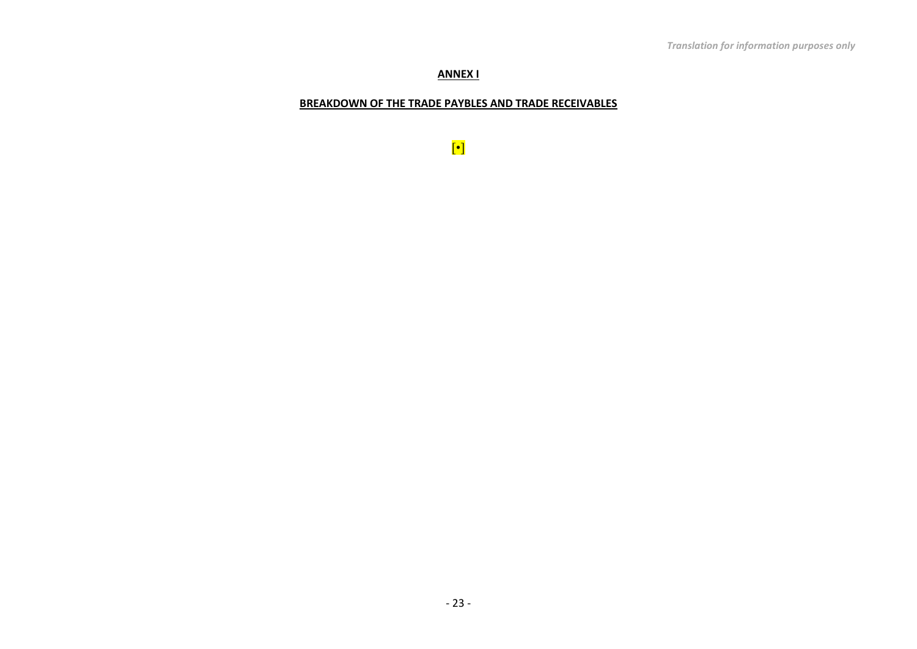*Translation for information purposes only*

**ANNEX I**

**BREAKDOWN OF THE TRADE PAYBLES AND TRADE RECEIVABLES**

[•]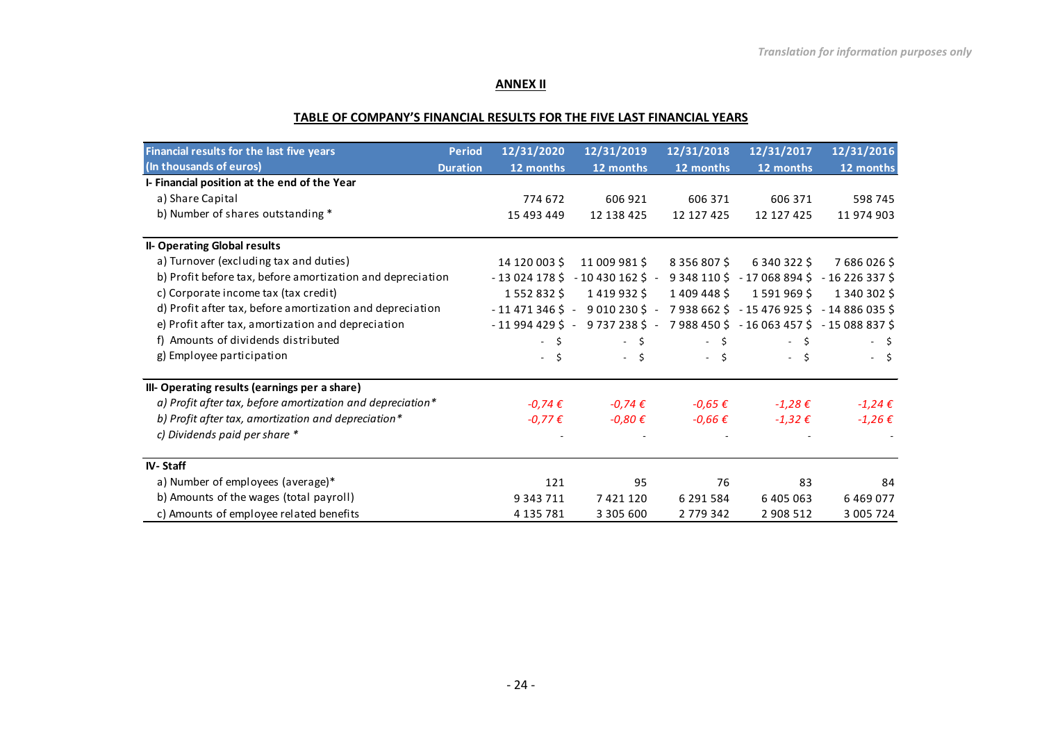*Translation for information purposes only*

## ANNEX II

### TABLE OF COMPANY'S FINANCIAL RESULTS FOR THE FIVE LAST FINANCIAL YEARS

| Financial results for the last five years (In thousands of euros) | Period / Duration | 12/31/2020 12 months | 12/31/2019 12 months | 12/31/2018 12 months | 12/31/2017 12 months | 12/31/2016 12 months |
|---|---|---|---|---|---|---|
| **I- Financial position at the end of the Year** | | | | | | |
| a) Share Capital | | 774 672 | 606 921 | 606 371 | 606 371 | 598 745 |
| b) Number of shares outstanding * | | 15 493 449 | 12 138 425 | 12 127 425 | 12 127 425 | 11 974 903 |
| **II- Operating Global results** | | | | | | |
| a) Turnover (excluding tax and duties) | | 14 120 003 $ | 11 009 981 $ | 8 356 807 $ | 6 340 322 $ | 7 686 026 $ |
| b) Profit before tax, before amortization and depreciation | | - 13 024 178 $ | - 10 430 162 $ | - 9 348 110 $ | - 17 068 894 $ | - 16 226 337 $ |
| c) Corporate income tax (tax credit) | | 1 552 832 $ | 1 419 932 $ | 1 409 448 $ | 1 591 969 $ | 1 340 302 $ |
| d) Profit after tax, before amortization and depreciation | | - 11 471 346 $ | - 9 010 230 $ | - 7 938 662 $ | - 15 476 925 $ | - 14 886 035 $ |
| e) Profit after tax, amortization and depreciation | | - 11 994 429 $ | - 9 737 238 $ | - 7 988 450 $ | - 16 063 457 $ | - 15 088 837 $ |
| f) Amounts of dividends distributed | | - $ | - $ | - $ | - $ | - $ |
| g) Employee participation | | - $ | - $ | - $ | - $ | - $ |
| **III- Operating results (earnings per a share)** | | | | | | |
| *a) Profit after tax, before amortization and depreciation** | | *-0,74 €* | *-0,74 €* | *-0,65 €* | *-1,28 €* | *-1,24 €* |
| *b) Profit after tax, amortization and depreciation** | | *-0,77 €* | *-0,80 €* | *-0,66 €* | *-1,32 €* | *-1,26 €* |
| *c) Dividends paid per share ** | | - | - | - | - | - |
| **IV- Staff** | | | | | | |
| a) Number of employees (average)* | | 121 | 95 | 76 | 83 | 84 |
| b) Amounts of the wages (total payroll) | | 9 343 711 | 7 421 120 | 6 291 584 | 6 405 063 | 6 469 077 |
| c) Amounts of employee related benefits | | 4 135 781 | 3 305 600 | 2 779 342 | 2 908 512 | 3 005 724 |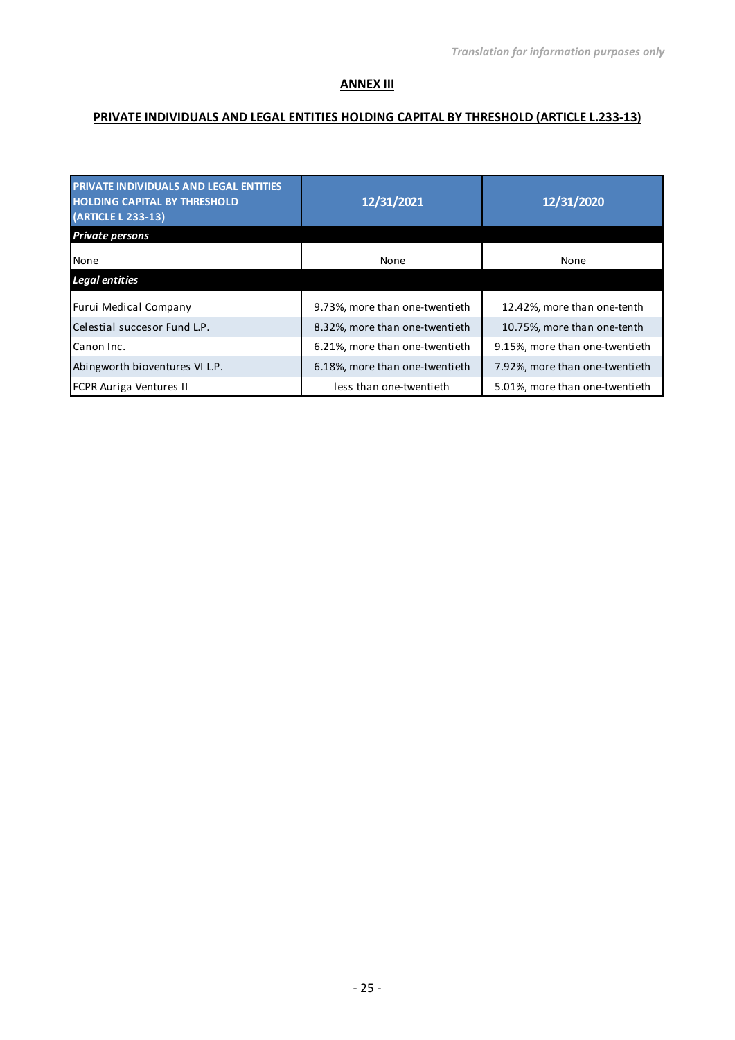*Translation for information purposes only*

## ANNEX III

## PRIVATE INDIVIDUALS AND LEGAL ENTITIES HOLDING CAPITAL BY THRESHOLD (ARTICLE L.233-13)

| PRIVATE INDIVIDUALS AND LEGAL ENTITIES HOLDING CAPITAL BY THRESHOLD (ARTICLE L 233-13) | 12/31/2021 | 12/31/2020 |
|---|---|---|
| ***Private persons*** | | |
| None | None | None |
| ***Legal entities*** | | |
| Furui Medical Company | 9.73%, more than one-twentieth | 12.42%, more than one-tenth |
| Celestial succesor Fund L.P. | 8.32%, more than one-twentieth | 10.75%, more than one-tenth |
| Canon Inc. | 6.21%, more than one-twentieth | 9.15%, more than one-twentieth |
| Abingworth bioventures VI L.P. | 6.18%, more than one-twentieth | 7.92%, more than one-twentieth |
| FCPR Auriga Ventures II | less than one-twentieth | 5.01%, more than one-twentieth |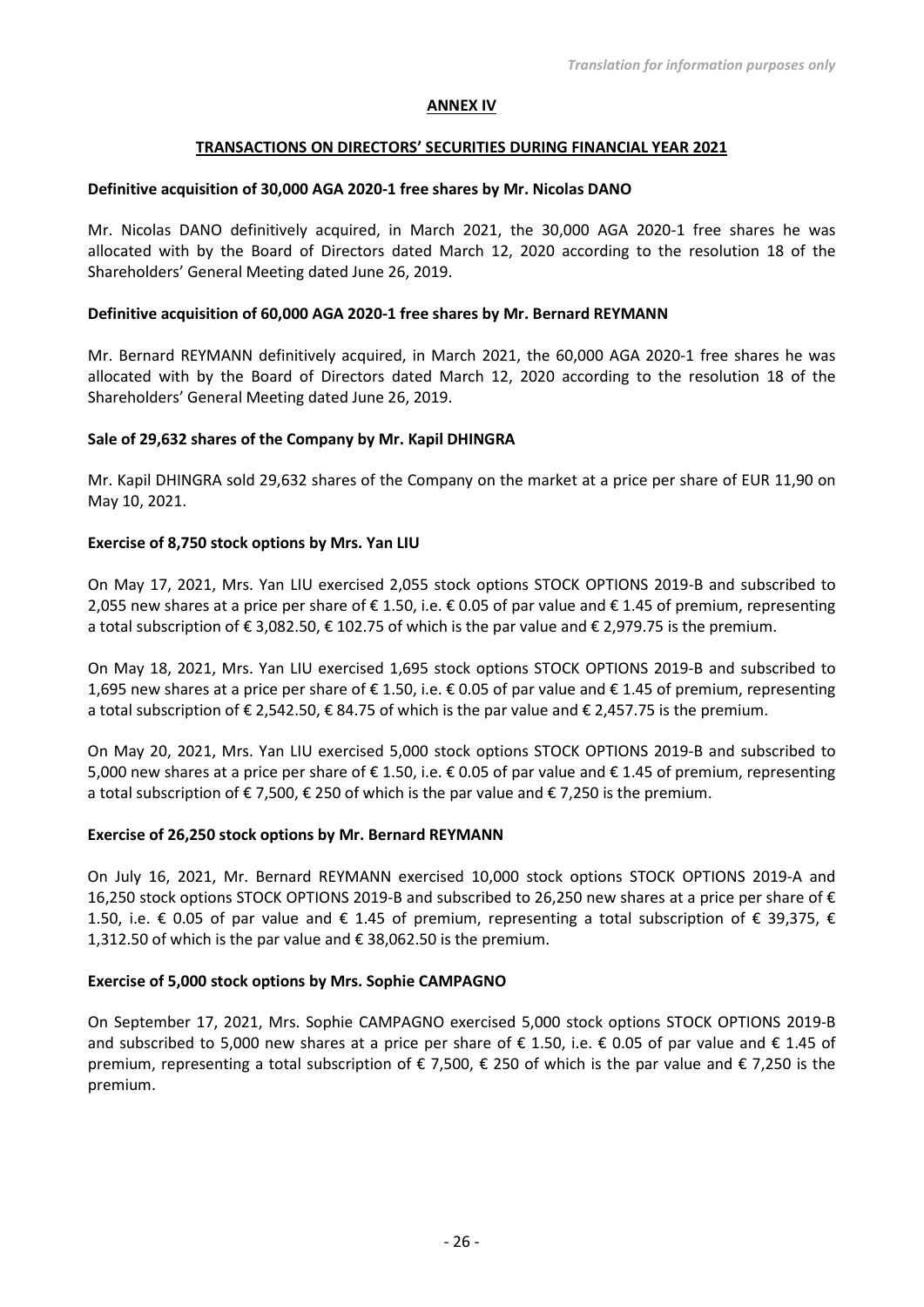*Translation for information purposes only*

# ANNEX IV

## TRANSACTIONS ON DIRECTORS' SECURITIES DURING FINANCIAL YEAR 2021

**Definitive acquisition of 30,000 AGA 2020-1 free shares by Mr. Nicolas DANO**

Mr. Nicolas DANO definitively acquired, in March 2021, the 30,000 AGA 2020-1 free shares he was allocated with by the Board of Directors dated March 12, 2020 according to the resolution 18 of the Shareholders' General Meeting dated June 26, 2019.

**Definitive acquisition of 60,000 AGA 2020-1 free shares by Mr. Bernard REYMANN**

Mr. Bernard REYMANN definitively acquired, in March 2021, the 60,000 AGA 2020-1 free shares he was allocated with by the Board of Directors dated March 12, 2020 according to the resolution 18 of the Shareholders' General Meeting dated June 26, 2019.

**Sale of 29,632 shares of the Company by Mr. Kapil DHINGRA**

Mr. Kapil DHINGRA sold 29,632 shares of the Company on the market at a price per share of EUR 11,90 on May 10, 2021.

**Exercise of 8,750 stock options by Mrs. Yan LIU**

On May 17, 2021, Mrs. Yan LIU exercised 2,055 stock options STOCK OPTIONS 2019-B and subscribed to 2,055 new shares at a price per share of € 1.50, i.e. € 0.05 of par value and € 1.45 of premium, representing a total subscription of € 3,082.50, € 102.75 of which is the par value and € 2,979.75 is the premium.

On May 18, 2021, Mrs. Yan LIU exercised 1,695 stock options STOCK OPTIONS 2019-B and subscribed to 1,695 new shares at a price per share of € 1.50, i.e. € 0.05 of par value and € 1.45 of premium, representing a total subscription of € 2,542.50, € 84.75 of which is the par value and € 2,457.75 is the premium.

On May 20, 2021, Mrs. Yan LIU exercised 5,000 stock options STOCK OPTIONS 2019-B and subscribed to 5,000 new shares at a price per share of € 1.50, i.e. € 0.05 of par value and € 1.45 of premium, representing a total subscription of € 7,500, € 250 of which is the par value and € 7,250 is the premium.

**Exercise of 26,250 stock options by Mr. Bernard REYMANN**

On July 16, 2021, Mr. Bernard REYMANN exercised 10,000 stock options STOCK OPTIONS 2019-A and 16,250 stock options STOCK OPTIONS 2019-B and subscribed to 26,250 new shares at a price per share of € 1.50, i.e. € 0.05 of par value and € 1.45 of premium, representing a total subscription of € 39,375, € 1,312.50 of which is the par value and € 38,062.50 is the premium.

**Exercise of 5,000 stock options by Mrs. Sophie CAMPAGNO**

On September 17, 2021, Mrs. Sophie CAMPAGNO exercised 5,000 stock options STOCK OPTIONS 2019-B and subscribed to 5,000 new shares at a price per share of € 1.50, i.e. € 0.05 of par value and € 1.45 of premium, representing a total subscription of € 7,500, € 250 of which is the par value and € 7,250 is the premium.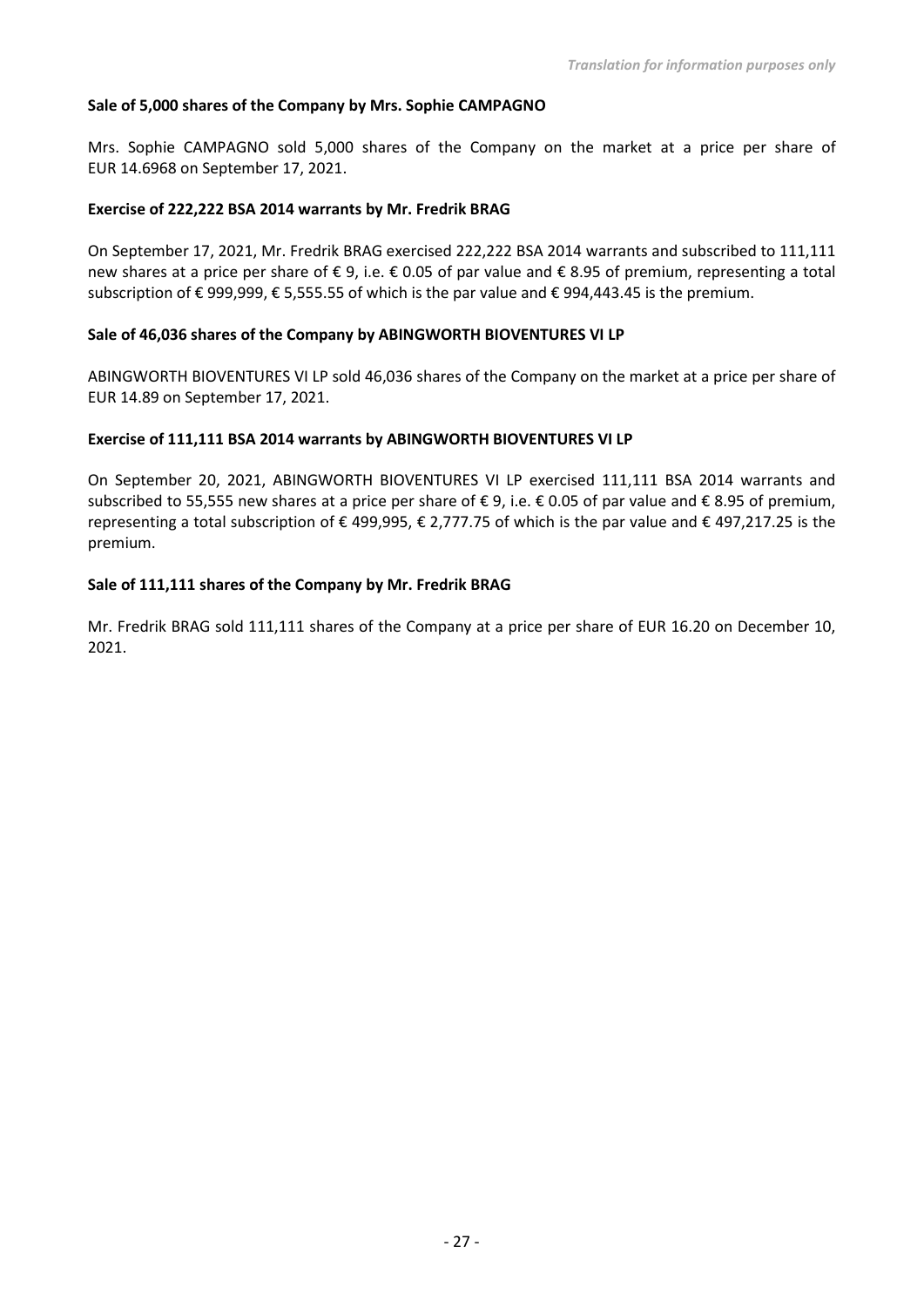**Sale of 5,000 shares of the Company by Mrs. Sophie CAMPAGNO**

Mrs. Sophie CAMPAGNO sold 5,000 shares of the Company on the market at a price per share of EUR 14.6968 on September 17, 2021.

**Exercise of 222,222 BSA 2014 warrants by Mr. Fredrik BRAG**

On September 17, 2021, Mr. Fredrik BRAG exercised 222,222 BSA 2014 warrants and subscribed to 111,111 new shares at a price per share of € 9, i.e. € 0.05 of par value and € 8.95 of premium, representing a total subscription of € 999,999, € 5,555.55 of which is the par value and € 994,443.45 is the premium.

**Sale of 46,036 shares of the Company by ABINGWORTH BIOVENTURES VI LP**

ABINGWORTH BIOVENTURES VI LP sold 46,036 shares of the Company on the market at a price per share of EUR 14.89 on September 17, 2021.

**Exercise of 111,111 BSA 2014 warrants by ABINGWORTH BIOVENTURES VI LP**

On September 20, 2021, ABINGWORTH BIOVENTURES VI LP exercised 111,111 BSA 2014 warrants and subscribed to 55,555 new shares at a price per share of € 9, i.e. € 0.05 of par value and € 8.95 of premium, representing a total subscription of € 499,995, € 2,777.75 of which is the par value and € 497,217.25 is the premium.

**Sale of 111,111 shares of the Company by Mr. Fredrik BRAG**

Mr. Fredrik BRAG sold 111,111 shares of the Company at a price per share of EUR 16.20 on December 10, 2021.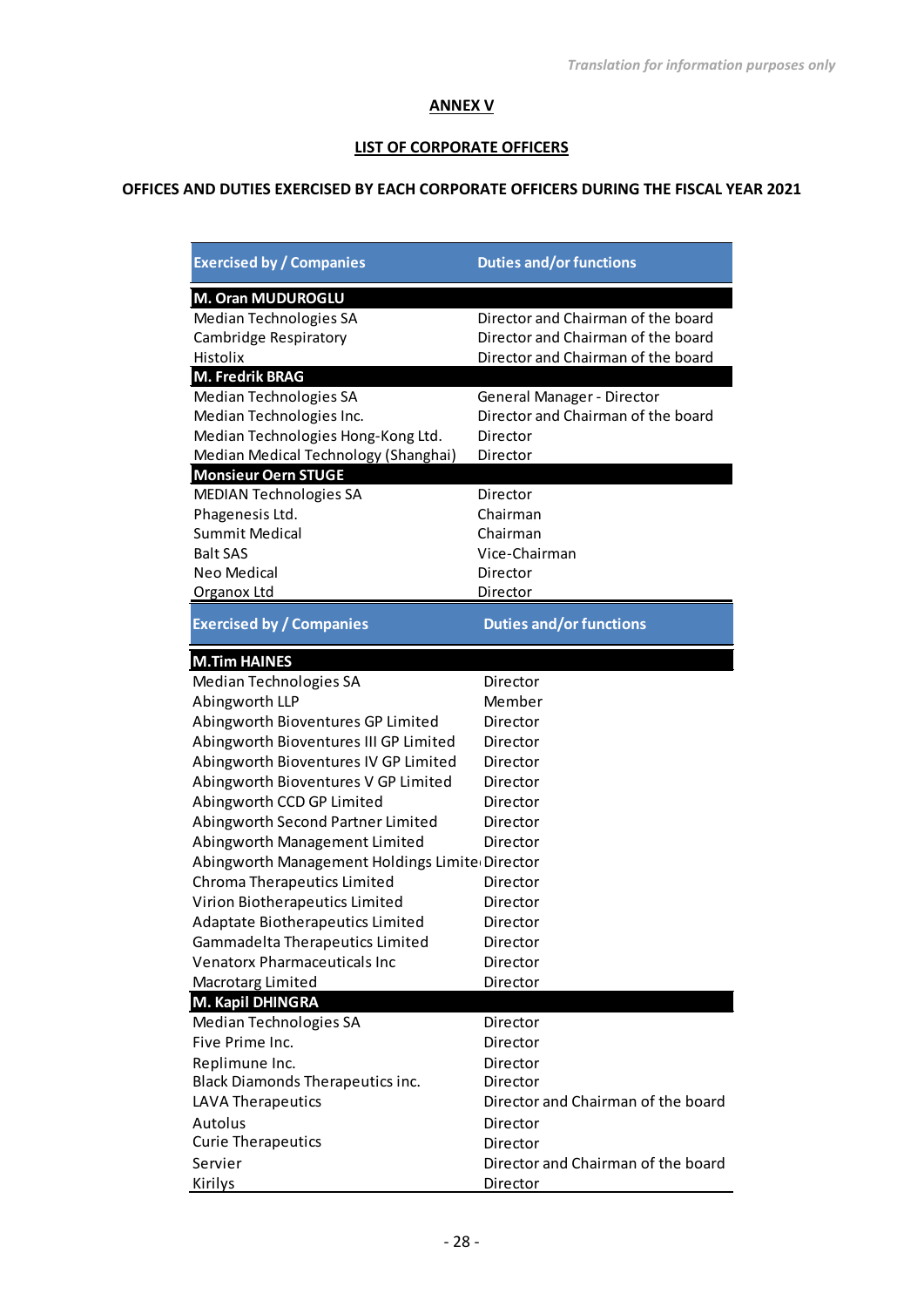*Translation for information purposes only*

## ANNEX V

### LIST OF CORPORATE OFFICERS

### OFFICES AND DUTIES EXERCISED BY EACH CORPORATE OFFICERS DURING THE FISCAL YEAR 2021

| Exercised by / Companies | Duties and/or functions |
|---|---|
| **M. Oran MUDUROGLU** | |
| Median Technologies SA | Director and Chairman of the board |
| Cambridge Respiratory | Director and Chairman of the board |
| Histolix | Director and Chairman of the board |
| **M. Fredrik BRAG** | |
| Median Technologies SA | General Manager - Director |
| Median Technologies Inc. | Director and Chairman of the board |
| Median Technologies Hong-Kong Ltd. | Director |
| Median Medical Technology (Shanghai) | Director |
| **Monsieur Oern STUGE** | |
| MEDIAN Technologies SA | Director |
| Phagenesis Ltd. | Chairman |
| Summit Medical | Chairman |
| Balt SAS | Vice-Chairman |
| Neo Medical | Director |
| Organox Ltd | Director |

| Exercised by / Companies | Duties and/or functions |
|---|---|
| **M.Tim HAINES** | |
| Median Technologies SA | Director |
| Abingworth LLP | Member |
| Abingworth Bioventures GP Limited | Director |
| Abingworth Bioventures III GP Limited | Director |
| Abingworth Bioventures IV GP Limited | Director |
| Abingworth Bioventures V GP Limited | Director |
| Abingworth CCD GP Limited | Director |
| Abingworth Second Partner Limited | Director |
| Abingworth Management Limited | Director |
| Abingworth Management Holdings Limited | Director |
| Chroma Therapeutics Limited | Director |
| Virion Biotherapeutics Limited | Director |
| Adaptate Biotherapeutics Limited | Director |
| Gammadelta Therapeutics Limited | Director |
| Venatorx Pharmaceuticals Inc | Director |
| Macrotarg Limited | Director |
| **M. Kapil DHINGRA** | |
| Median Technologies SA | Director |
| Five Prime Inc. | Director |
| Replimune Inc. | Director |
| Black Diamonds Therapeutics inc. | Director |
| LAVA Therapeutics | Director and Chairman of the board |
| Autolus | Director |
| Curie Therapeutics | Director |
| Servier | Director and Chairman of the board |
| Kirilys | Director |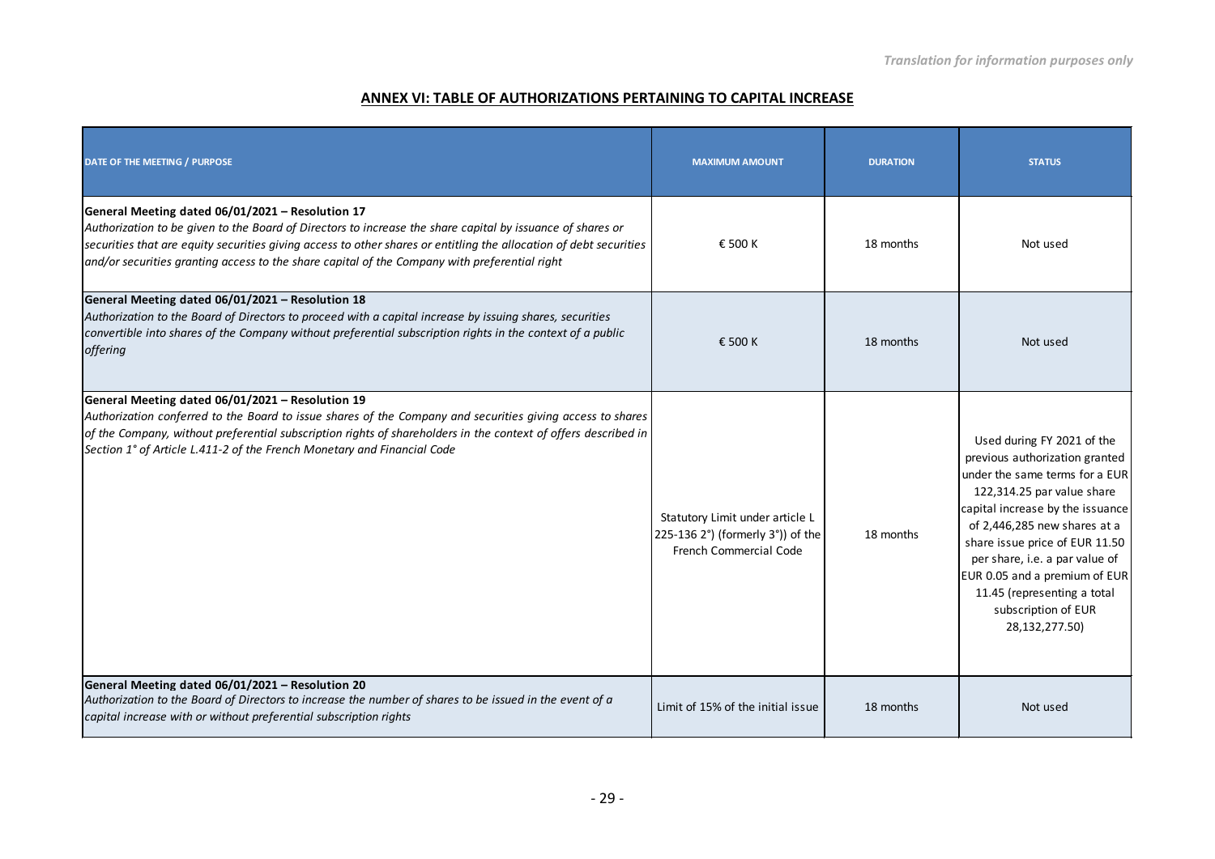*Translation for information purposes only*

## ANNEX VI: TABLE OF AUTHORIZATIONS PERTAINING TO CAPITAL INCREASE

| DATE OF THE MEETING / PURPOSE | MAXIMUM AMOUNT | DURATION | STATUS |
|---|---|---|---|
| **General Meeting dated 06/01/2021 – Resolution 17** *Authorization to be given to the Board of Directors to increase the share capital by issuance of shares or securities that are equity securities giving access to other shares or entitling the allocation of debt securities and/or securities granting access to the share capital of the Company with preferential right* | € 500 K | 18 months | Not used |
| **General Meeting dated 06/01/2021 – Resolution 18** *Authorization to the Board of Directors to proceed with a capital increase by issuing shares, securities convertible into shares of the Company without preferential subscription rights in the context of a public offering* | € 500 K | 18 months | Not used |
| **General Meeting dated 06/01/2021 – Resolution 19** *Authorization conferred to the Board to issue shares of the Company and securities giving access to shares of the Company, without preferential subscription rights of shareholders in the context of offers described in Section 1° of Article L.411-2 of the French Monetary and Financial Code* | Statutory Limit under article L 225-136 2°) (formerly 3°)) of the French Commercial Code | 18 months | Used during FY 2021 of the previous authorization granted under the same terms for a EUR 122,314.25 par value share capital increase by the issuance of 2,446,285 new shares at a share issue price of EUR 11.50 per share, i.e. a par value of EUR 0.05 and a premium of EUR 11.45 (representing a total subscription of EUR 28,132,277.50) |
| **General Meeting dated 06/01/2021 – Resolution 20** *Authorization to the Board of Directors to increase the number of shares to be issued in the event of a capital increase with or without preferential subscription rights* | Limit of 15% of the initial issue | 18 months | Not used |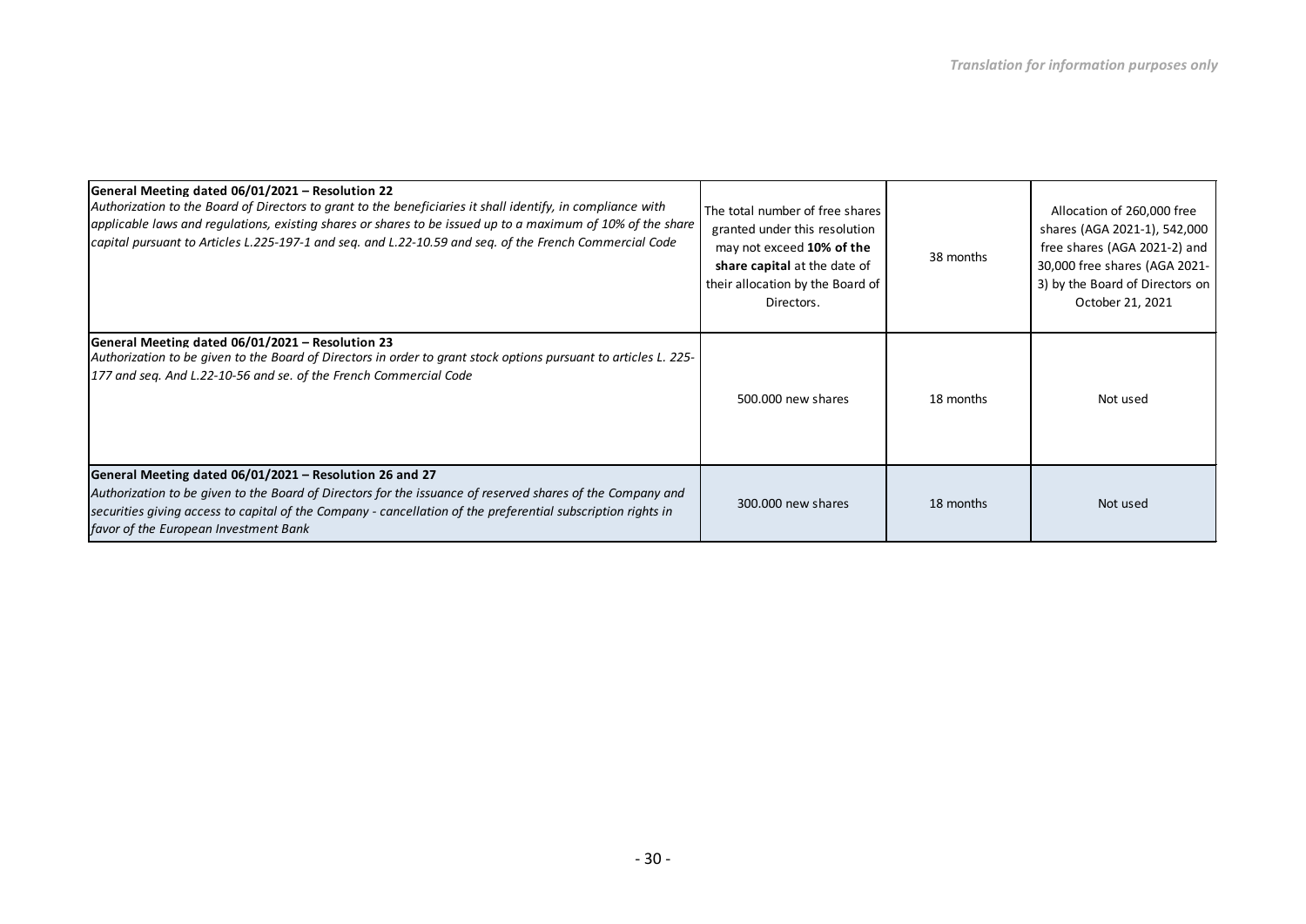| | | | |
|---|---|---|---|
| **General Meeting dated 06/01/2021 – Resolution 22**<br>*Authorization to the Board of Directors to grant to the beneficiaries it shall identify, in compliance with applicable laws and regulations, existing shares or shares to be issued up to a maximum of 10% of the share capital pursuant to Articles L.225-197-1 and seq. and L.22-10.59 and seq. of the French Commercial Code* | The total number of free shares granted under this resolution may not exceed **10% of the share capital** at the date of their allocation by the Board of Directors. | 38 months | Allocation of 260,000 free shares (AGA 2021-1), 542,000 free shares (AGA 2021-2) and 30,000 free shares (AGA 2021-3) by the Board of Directors on October 21, 2021 |
| **General Meeting dated 06/01/2021 – Resolution 23**<br>*Authorization to be given to the Board of Directors in order to grant stock options pursuant to articles L. 225-177 and seq. And L.22-10-56 and se. of the French Commercial Code* | 500.000 new shares | 18 months | Not used |
| **General Meeting dated 06/01/2021 – Resolution 26 and 27**<br>*Authorization to be given to the Board of Directors for the issuance of reserved shares of the Company and securities giving access to capital of the Company - cancellation of the preferential subscription rights in favor of the European Investment Bank* | 300.000 new shares | 18 months | Not used |